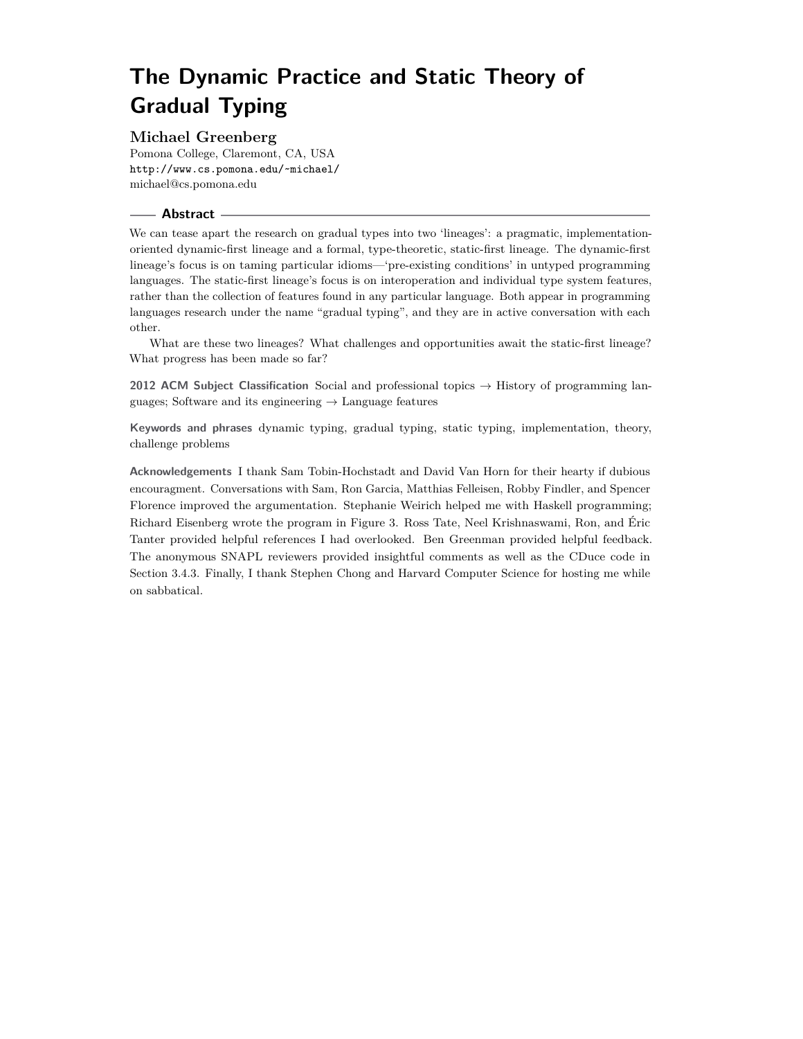# The Dynamic Practice and Static Theory of Gradual Typing

**Michael Greenberg**
Pomona College, Claremont, CA, USA
http://www.cs.pomona.edu/~michael/
michael@cs.pomona.edu

## Abstract

We can tease apart the research on gradual types into two 'lineages': a pragmatic, implementation-oriented dynamic-first lineage and a formal, type-theoretic, static-first lineage. The dynamic-first lineage's focus is on taming particular idioms—'pre-existing conditions' in untyped programming languages. The static-first lineage's focus is on interoperation and individual type system features, rather than the collection of features found in any particular language. Both appear in programming languages research under the name "gradual typing", and they are in active conversation with each other.

What are these two lineages? What challenges and opportunities await the static-first lineage? What progress has been made so far?

**2012 ACM Subject Classification** Social and professional topics → History of programming languages; Software and its engineering → Language features

**Keywords and phrases** dynamic typing, gradual typing, static typing, implementation, theory, challenge problems

**Acknowledgements** I thank Sam Tobin-Hochstadt and David Van Horn for their hearty if dubious encouragment. Conversations with Sam, Ron Garcia, Matthias Felleisen, Robby Findler, and Spencer Florence improved the argumentation. Stephanie Weirich helped me with Haskell programming; Richard Eisenberg wrote the program in Figure 3. Ross Tate, Neel Krishnaswami, Ron, and Éric Tanter provided helpful references I had overlooked. Ben Greenman provided helpful feedback. The anonymous SNAPL reviewers provided insightful comments as well as the CDuce code in Section 3.4.3. Finally, I thank Stephen Chong and Harvard Computer Science for hosting me while on sabbatical.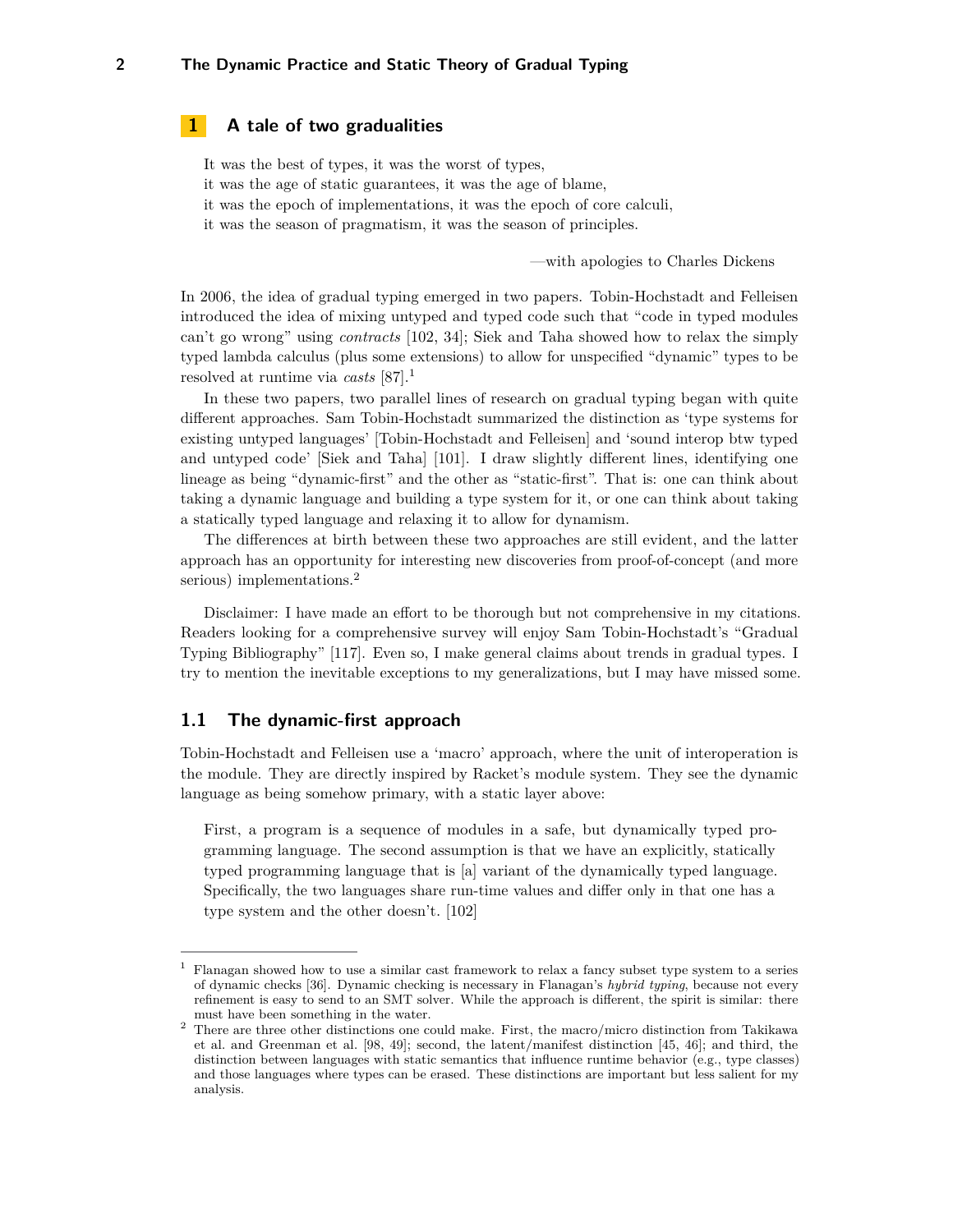# 1 A tale of two gradualities

> It was the best of types, it was the worst of types,
> it was the age of static guarantees, it was the age of blame,
> it was the epoch of implementations, it was the epoch of core calculi,
> it was the season of pragmatism, it was the season of principles.
>
> —with apologies to Charles Dickens

In 2006, the idea of gradual typing emerged in two papers. Tobin-Hochstadt and Felleisen introduced the idea of mixing untyped and typed code such that "code in typed modules can't go wrong" using *contracts* [102, 34]; Siek and Taha showed how to relax the simply typed lambda calculus (plus some extensions) to allow for unspecified "dynamic" types to be resolved at runtime via *casts* [87].[1]

In these two papers, two parallel lines of research on gradual typing began with quite different approaches. Sam Tobin-Hochstadt summarized the distinction as 'type systems for existing untyped languages' [Tobin-Hochstadt and Felleisen] and 'sound interop btw typed and untyped code' [Siek and Taha] [101]. I draw slightly different lines, identifying one lineage as being "dynamic-first" and the other as "static-first". That is: one can think about taking a dynamic language and building a type system for it, or one can think about taking a statically typed language and relaxing it to allow for dynamism.

The differences at birth between these two approaches are still evident, and the latter approach has an opportunity for interesting new discoveries from proof-of-concept (and more serious) implementations.[2]

Disclaimer: I have made an effort to be thorough but not comprehensive in my citations. Readers looking for a comprehensive survey will enjoy Sam Tobin-Hochstadt's "Gradual Typing Bibliography" [117]. Even so, I make general claims about trends in gradual types. I try to mention the inevitable exceptions to my generalizations, but I may have missed some.

## 1.1 The dynamic-first approach

Tobin-Hochstadt and Felleisen use a 'macro' approach, where the unit of interoperation is the module. They are directly inspired by Racket's module system. They see the dynamic language as being somehow primary, with a static layer above:

> First, a program is a sequence of modules in a safe, but dynamically typed programming language. The second assumption is that we have an explicitly, statically typed programming language that is [a] variant of the dynamically typed language. Specifically, the two languages share run-time values and differ only in that one has a type system and the other doesn't. [102]

---

[1] Flanagan showed how to use a similar cast framework to relax a fancy subset type system to a series of dynamic checks [36]. Dynamic checking is necessary in Flanagan's *hybrid typing*, because not every refinement is easy to send to an SMT solver. While the approach is different, the spirit is similar: there must have been something in the water.

[2] There are three other distinctions one could make. First, the macro/micro distinction from Takikawa et al. and Greenman et al. [98, 49]; second, the latent/manifest distinction [45, 46]; and third, the distinction between languages with static semantics that influence runtime behavior (e.g., type classes) and those languages where types can be erased. These distinctions are important but less salient for my analysis.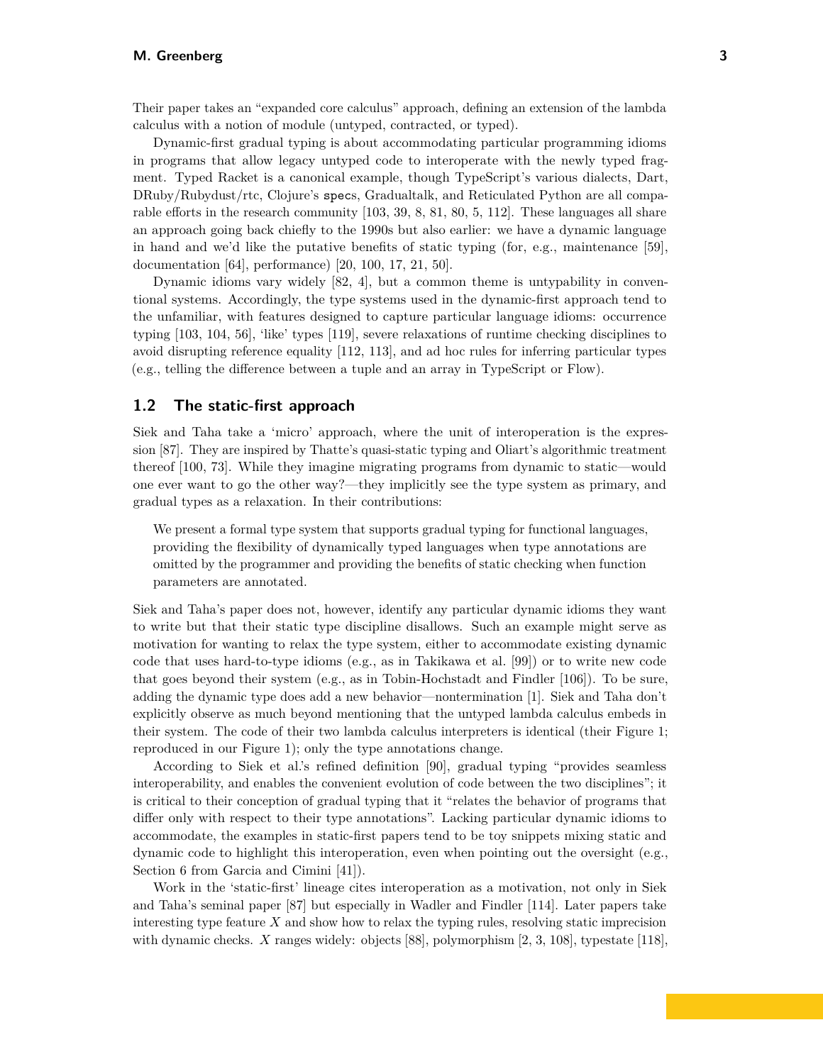Their paper takes an "expanded core calculus" approach, defining an extension of the lambda calculus with a notion of module (untyped, contracted, or typed).

Dynamic-first gradual typing is about accommodating particular programming idioms in programs that allow legacy untyped code to interoperate with the newly typed fragment. Typed Racket is a canonical example, though TypeScript's various dialects, Dart, DRuby/Rubydust/rtc, Clojure's `spec`s, Gradualtalk, and Reticulated Python are all comparable efforts in the research community [103, 39, 8, 81, 80, 5, 112]. These languages all share an approach going back chiefly to the 1990s but also earlier: we have a dynamic language in hand and we'd like the putative benefits of static typing (for, e.g., maintenance [59], documentation [64], performance) [20, 100, 17, 21, 50].

Dynamic idioms vary widely [82, 4], but a common theme is untypability in conventional systems. Accordingly, the type systems used in the dynamic-first approach tend to the unfamiliar, with features designed to capture particular language idioms: occurrence typing [103, 104, 56], 'like' types [119], severe relaxations of runtime checking disciplines to avoid disrupting reference equality [112, 113], and ad hoc rules for inferring particular types (e.g., telling the difference between a tuple and an array in TypeScript or Flow).

## 1.2 The static-first approach

Siek and Taha take a 'micro' approach, where the unit of interoperation is the expression [87]. They are inspired by Thatte's quasi-static typing and Oliart's algorithmic treatment thereof [100, 73]. While they imagine migrating programs from dynamic to static—would one ever want to go the other way?—they implicitly see the type system as primary, and gradual types as a relaxation. In their contributions:

> We present a formal type system that supports gradual typing for functional languages, providing the flexibility of dynamically typed languages when type annotations are omitted by the programmer and providing the benefits of static checking when function parameters are annotated.

Siek and Taha's paper does not, however, identify any particular dynamic idioms they want to write but that their static type discipline disallows. Such an example might serve as motivation for wanting to relax the type system, either to accommodate existing dynamic code that uses hard-to-type idioms (e.g., as in Takikawa et al. [99]) or to write new code that goes beyond their system (e.g., as in Tobin-Hochstadt and Findler [106]). To be sure, adding the dynamic type does add a new behavior—nontermination [1]. Siek and Taha don't explicitly observe as much beyond mentioning that the untyped lambda calculus embeds in their system. The code of their two lambda calculus interpreters is identical (their Figure 1; reproduced in our Figure 1); only the type annotations change.

According to Siek et al.'s refined definition [90], gradual typing "provides seamless interoperability, and enables the convenient evolution of code between the two disciplines"; it is critical to their conception of gradual typing that it "relates the behavior of programs that differ only with respect to their type annotations". Lacking particular dynamic idioms to accommodate, the examples in static-first papers tend to be toy snippets mixing static and dynamic code to highlight this interoperation, even when pointing out the oversight (e.g., Section 6 from Garcia and Cimini [41]).

Work in the 'static-first' lineage cites interoperation as a motivation, not only in Siek and Taha's seminal paper [87] but especially in Wadler and Findler [114]. Later papers take interesting type feature $X$ and show how to relax the typing rules, resolving static imprecision with dynamic checks. $X$ ranges widely: objects [88], polymorphism [2, 3, 108], typestate [118],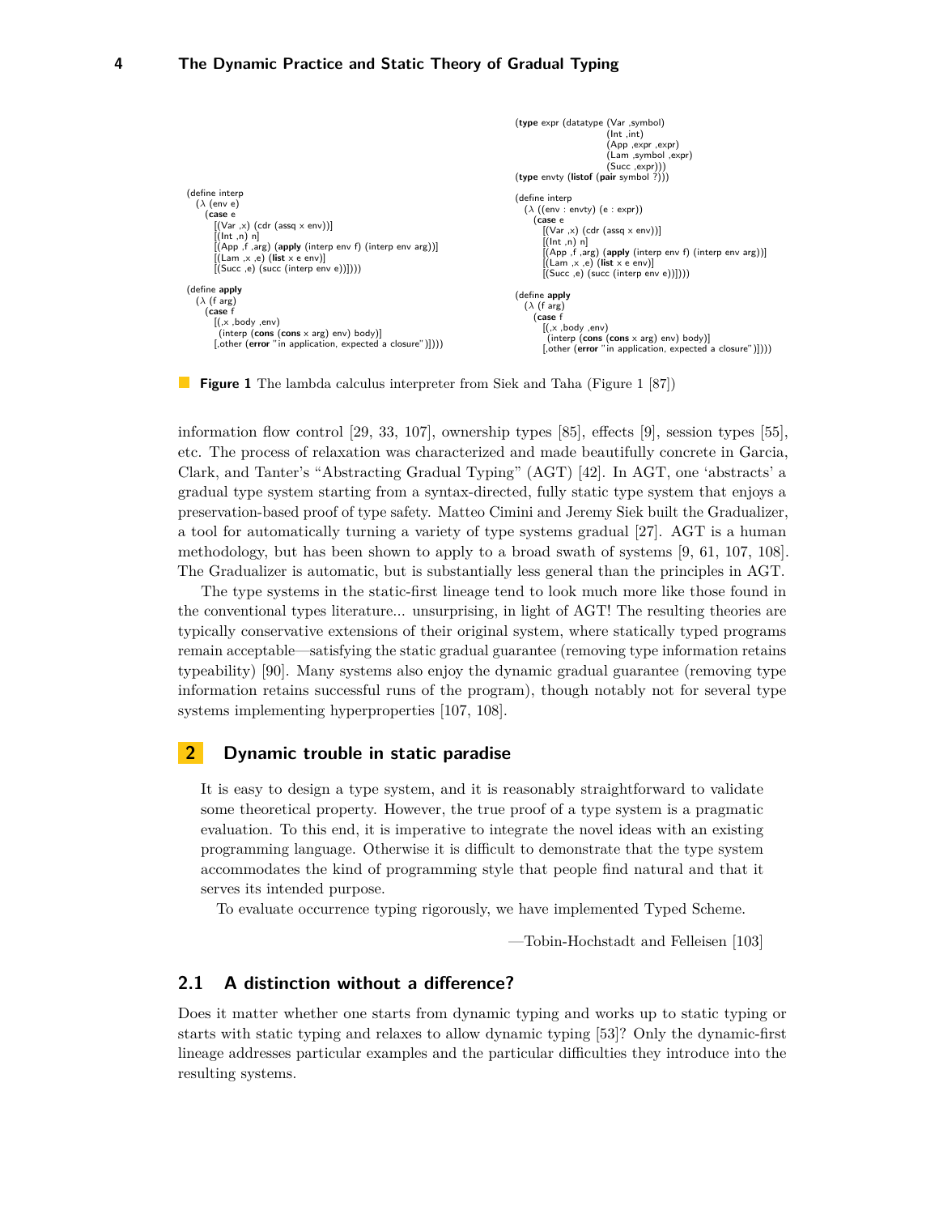```
(define interp
  (λ (env e)
    (case e
      [(Var ,x) (cdr (assq x env))]
      [(Int ,n) n]
      [(App ,f ,arg) (apply (interp env f) (interp env arg))]
      [(Lam ,x ,e) (list x e env)]
      [(Succ ,e) (succ (interp env e))])))

(define apply
  (λ (f arg)
    (case f
      [(,x ,body ,env)
       (interp (cons (cons x arg) env) body)]
      [,other (error "in application, expected a closure")])))
```

```
(type expr (datatype (Var ,symbol)
                     (Int ,int)
                     (App ,expr ,expr)
                     (Lam ,symbol ,expr)
                     (Succ ,expr)))
(type envty (listof (pair symbol ?)))

(define interp
  (λ ((env : envty) (e : expr))
    (case e
      [(Var ,x) (cdr (assq x env))]
      [(Int ,n) n]
      [(App ,f ,arg) (apply (interp env f) (interp env arg))]
      [(Lam ,x ,e) (list x e env)]
      [(Succ ,e) (succ (interp env e))])))

(define apply
  (λ (f arg)
    (case f
      [(,x ,body ,env)
       (interp (cons (cons x arg) env) body)]
      [,other (error "in application, expected a closure")])))
```

**Figure 1** The lambda calculus interpreter from Siek and Taha (Figure 1 [87])

information flow control [29, 33, 107], ownership types [85], effects [9], session types [55], etc. The process of relaxation was characterized and made beautifully concrete in Garcia, Clark, and Tanter's "Abstracting Gradual Typing" (AGT) [42]. In AGT, one 'abstracts' a gradual type system starting from a syntax-directed, fully static type system that enjoys a preservation-based proof of type safety. Matteo Cimini and Jeremy Siek built the Gradualizer, a tool for automatically turning a variety of type systems gradual [27]. AGT is a human methodology, but has been shown to apply to a broad swath of systems [9, 61, 107, 108]. The Gradualizer is automatic, but is substantially less general than the principles in AGT.

The type systems in the static-first lineage tend to look much more like those found in the conventional types literature... unsurprising, in light of AGT! The resulting theories are typically conservative extensions of their original system, where statically typed programs remain acceptable—satisfying the static gradual guarantee (removing type information retains typeability) [90]. Many systems also enjoy the dynamic gradual guarantee (removing type information retains successful runs of the program), though notably not for several type systems implementing hyperproperties [107, 108].

## 2 Dynamic trouble in static paradise

> It is easy to design a type system, and it is reasonably straightforward to validate some theoretical property. However, the true proof of a type system is a pragmatic evaluation. To this end, it is imperative to integrate the novel ideas with an existing programming language. Otherwise it is difficult to demonstrate that the type system accommodates the kind of programming style that people find natural and that it serves its intended purpose.
>
> To evaluate occurrence typing rigorously, we have implemented Typed Scheme.
>
> —Tobin-Hochstadt and Felleisen [103]

### 2.1 A distinction without a difference?

Does it matter whether one starts from dynamic typing and works up to static typing or starts with static typing and relaxes to allow dynamic typing [53]? Only the dynamic-first lineage addresses particular examples and the particular difficulties they introduce into the resulting systems.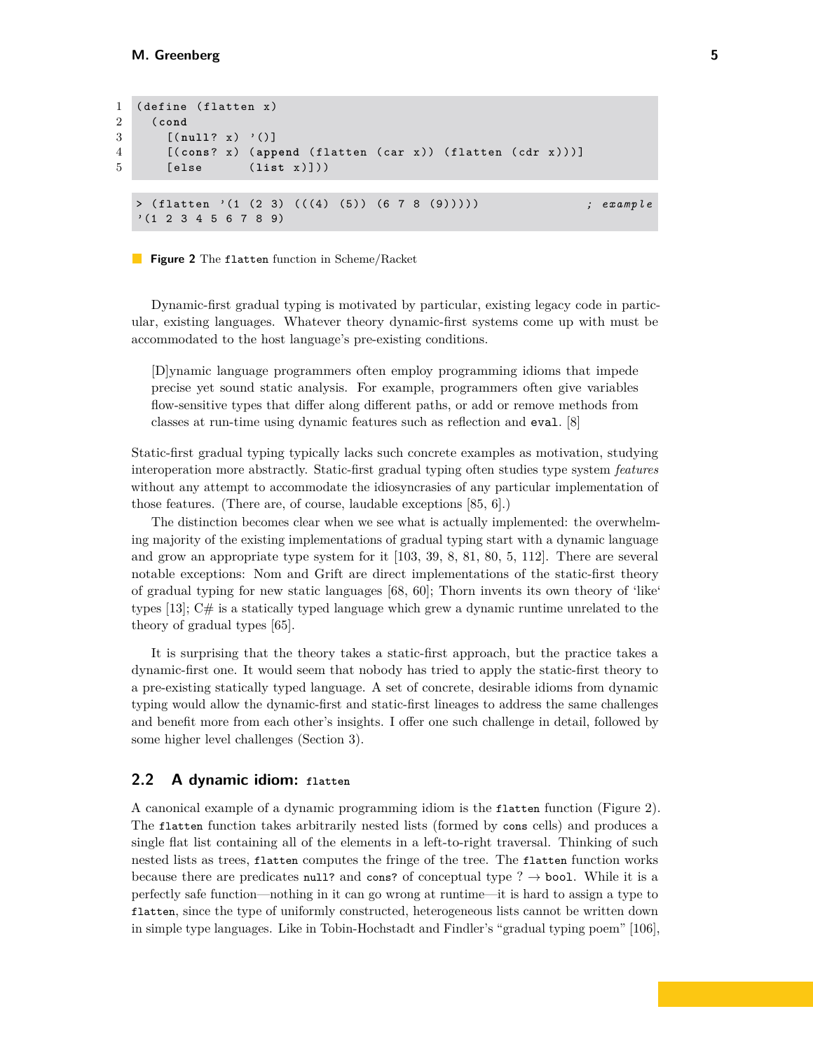```
1 (define (flatten x)
2   (cond
3     [(null? x) '()]
4     [(cons? x) (append (flatten (car x)) (flatten (cdr x)))]
5     [else      (list x)]))
```

```
> (flatten '(1 (2 3) (((4) (5)) (6 7 8 (9)))))                    ; example
'(1 2 3 4 5 6 7 8 9)
```

**Figure 2** The `flatten` function in Scheme/Racket

Dynamic-first gradual typing is motivated by particular, existing legacy code in particular, existing languages. Whatever theory dynamic-first systems come up with must be accommodated to the host language's pre-existing conditions.

> [D]ynamic language programmers often employ programming idioms that impede precise yet sound static analysis. For example, programmers often give variables flow-sensitive types that differ along different paths, or add or remove methods from classes at run-time using dynamic features such as reflection and `eval`. [8]

Static-first gradual typing typically lacks such concrete examples as motivation, studying interoperation more abstractly. Static-first gradual typing often studies type system *features* without any attempt to accommodate the idiosyncrasies of any particular implementation of those features. (There are, of course, laudable exceptions [85, 6].)

The distinction becomes clear when we see what is actually implemented: the overwhelming majority of the existing implementations of gradual typing start with a dynamic language and grow an appropriate type system for it [103, 39, 8, 81, 80, 5, 112]. There are several notable exceptions: Nom and Grift are direct implementations of the static-first theory of gradual typing for new static languages [68, 60]; Thorn invents its own theory of 'like' types [13]; C# is a statically typed language which grew a dynamic runtime unrelated to the theory of gradual types [65].

It is surprising that the theory takes a static-first approach, but the practice takes a dynamic-first one. It would seem that nobody has tried to apply the static-first theory to a pre-existing statically typed language. A set of concrete, desirable idioms from dynamic typing would allow the dynamic-first and static-first lineages to address the same challenges and benefit more from each other's insights. I offer one such challenge in detail, followed by some higher level challenges (Section 3).

## 2.2 A dynamic idiom: `flatten`

A canonical example of a dynamic programming idiom is the `flatten` function (Figure 2). The `flatten` function takes arbitrarily nested lists (formed by `cons` cells) and produces a single flat list containing all of the elements in a left-to-right traversal. Thinking of such nested lists as trees, `flatten` computes the fringe of the tree. The `flatten` function works because there are predicates `null?` and `cons?` of conceptual type $? \to$ `bool`. While it is a perfectly safe function—nothing in it can go wrong at runtime—it is hard to assign a type to `flatten`, since the type of uniformly constructed, heterogeneous lists cannot be written down in simple type languages. Like in Tobin-Hochstadt and Findler's "gradual typing poem" [106],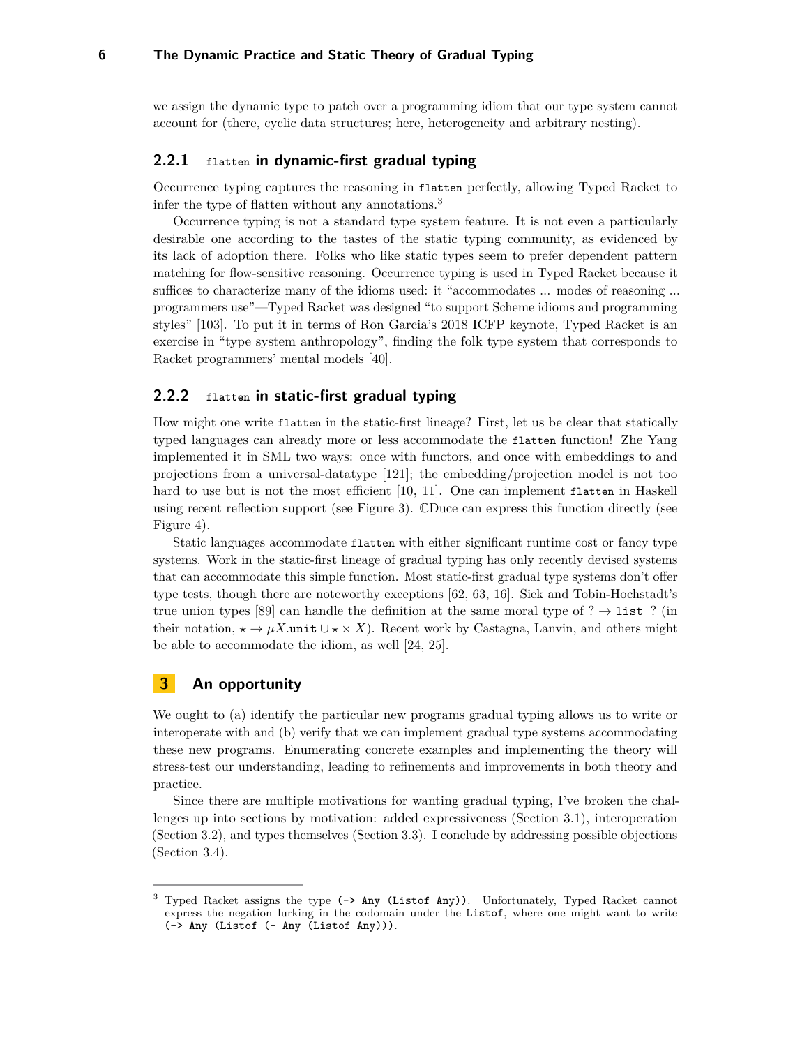we assign the dynamic type to patch over a programming idiom that our type system cannot account for (there, cyclic data structures; here, heterogeneity and arbitrary nesting).

### 2.2.1 `flatten` in dynamic-first gradual typing

Occurrence typing captures the reasoning in `flatten` perfectly, allowing Typed Racket to infer the type of flatten without any annotations.[3]

Occurrence typing is not a standard type system feature. It is not even a particularly desirable one according to the tastes of the static typing community, as evidenced by its lack of adoption there. Folks who like static types seem to prefer dependent pattern matching for flow-sensitive reasoning. Occurrence typing is used in Typed Racket because it suffices to characterize many of the idioms used: it "accommodates ... modes of reasoning ... programmers use"—Typed Racket was designed "to support Scheme idioms and programming styles" [103]. To put it in terms of Ron Garcia's 2018 ICFP keynote, Typed Racket is an exercise in "type system anthropology", finding the folk type system that corresponds to Racket programmers' mental models [40].

### 2.2.2 `flatten` in static-first gradual typing

How might one write `flatten` in the static-first lineage? First, let us be clear that statically typed languages can already more or less accommodate the `flatten` function! Zhe Yang implemented it in SML two ways: once with functors, and once with embeddings to and projections from a universal-datatype [121]; the embedding/projection model is not too hard to use but is not the most efficient [10, 11]. One can implement `flatten` in Haskell using recent reflection support (see Figure 3). ℂDuce can express this function directly (see Figure 4).

Static languages accommodate `flatten` with either significant runtime cost or fancy type systems. Work in the static-first lineage of gradual typing has only recently devised systems that can accommodate this simple function. Most static-first gradual type systems don't offer type tests, though there are noteworthy exceptions [62, 63, 16]. Siek and Tobin-Hochstadt's true union types [89] can handle the definition at the same moral type of $? \rightarrow$ `list` $?$ (in their notation, $\star \rightarrow \mu X.\texttt{unit} \cup \star \times X$). Recent work by Castagna, Lanvin, and others might be able to accommodate the idiom, as well [24, 25].

## 3 An opportunity

We ought to (a) identify the particular new programs gradual typing allows us to write or interoperate with and (b) verify that we can implement gradual type systems accommodating these new programs. Enumerating concrete examples and implementing the theory will stress-test our understanding, leading to refinements and improvements in both theory and practice.

Since there are multiple motivations for wanting gradual typing, I've broken the challenges up into sections by motivation: added expressiveness (Section 3.1), interoperation (Section 3.2), and types themselves (Section 3.3). I conclude by addressing possible objections (Section 3.4).

---

[3] Typed Racket assigns the type `(-> Any (Listof Any))`. Unfortunately, Typed Racket cannot express the negation lurking in the codomain under the `Listof`, where one might want to write `(-> Any (Listof (- Any (Listof Any))))`.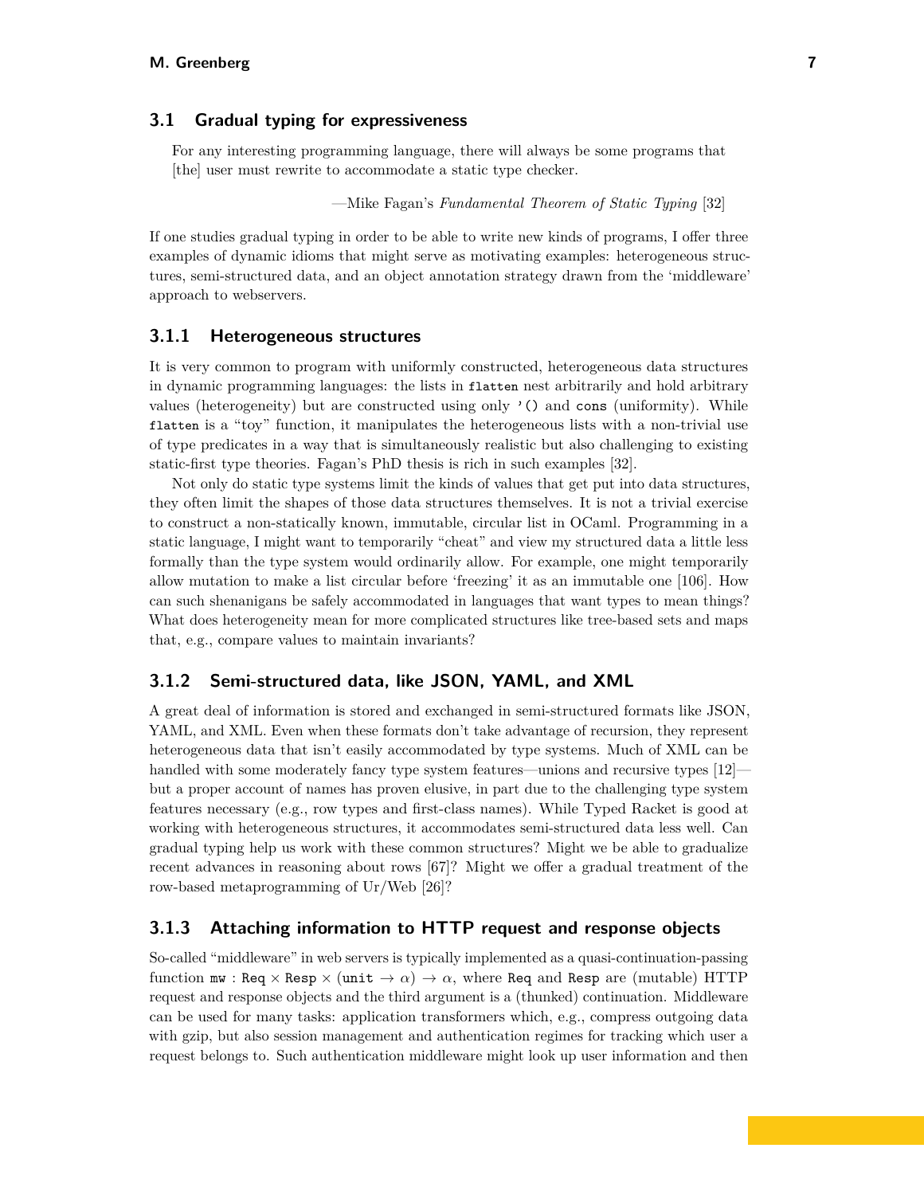### 3.1 Gradual typing for expressiveness

> For any interesting programming language, there will always be some programs that [the] user must rewrite to accommodate a static type checker.
>
> —Mike Fagan's *Fundamental Theorem of Static Typing* [32]

If one studies gradual typing in order to be able to write new kinds of programs, I offer three examples of dynamic idioms that might serve as motivating examples: heterogeneous structures, semi-structured data, and an object annotation strategy drawn from the 'middleware' approach to webservers.

#### 3.1.1 Heterogeneous structures

It is very common to program with uniformly constructed, heterogeneous data structures in dynamic programming languages: the lists in `flatten` nest arbitrarily and hold arbitrary values (heterogeneity) but are constructed using only `'()` and `cons` (uniformity). While `flatten` is a "toy" function, it manipulates the heterogeneous lists with a non-trivial use of type predicates in a way that is simultaneously realistic but also challenging to existing static-first type theories. Fagan's PhD thesis is rich in such examples [32].

Not only do static type systems limit the kinds of values that get put into data structures, they often limit the shapes of those data structures themselves. It is not a trivial exercise to construct a non-statically known, immutable, circular list in OCaml. Programming in a static language, I might want to temporarily "cheat" and view my structured data a little less formally than the type system would ordinarily allow. For example, one might temporarily allow mutation to make a list circular before 'freezing' it as an immutable one [106]. How can such shenanigans be safely accommodated in languages that want types to mean things? What does heterogeneity mean for more complicated structures like tree-based sets and maps that, e.g., compare values to maintain invariants?

#### 3.1.2 Semi-structured data, like JSON, YAML, and XML

A great deal of information is stored and exchanged in semi-structured formats like JSON, YAML, and XML. Even when these formats don't take advantage of recursion, they represent heterogeneous data that isn't easily accommodated by type systems. Much of XML can be handled with some moderately fancy type system features—unions and recursive types [12]—but a proper account of names has proven elusive, in part due to the challenging type system features necessary (e.g., row types and first-class names). While Typed Racket is good at working with heterogeneous structures, it accommodates semi-structured data less well. Can gradual typing help us work with these common structures? Might we be able to gradualize recent advances in reasoning about rows [67]? Might we offer a gradual treatment of the row-based metaprogramming of Ur/Web [26]?

#### 3.1.3 Attaching information to HTTP request and response objects

So-called "middleware" in web servers is typically implemented as a quasi-continuation-passing function $\texttt{mw} : \texttt{Req} \times \texttt{Resp} \times (\texttt{unit} \to \alpha) \to \alpha$, where `Req` and `Resp` are (mutable) HTTP request and response objects and the third argument is a (thunked) continuation. Middleware can be used for many tasks: application transformers which, e.g., compress outgoing data with gzip, but also session management and authentication regimes for tracking which user a request belongs to. Such authentication middleware might look up user information and then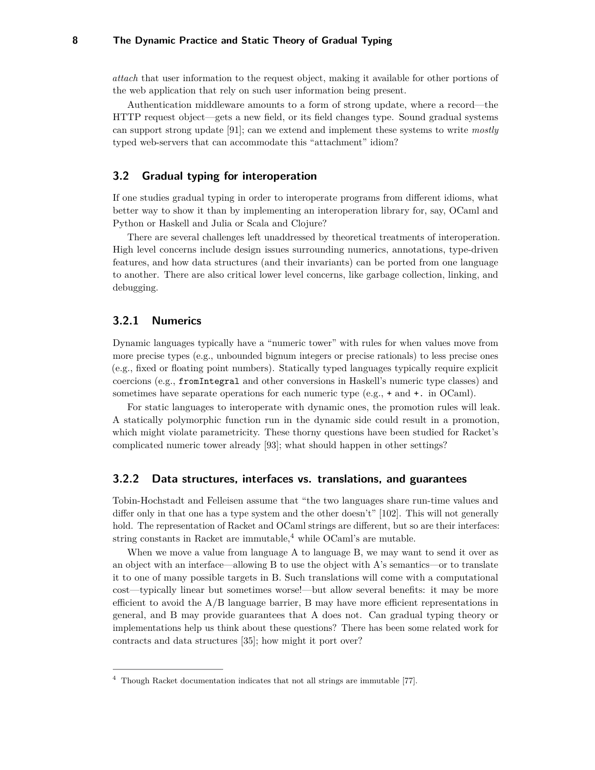*attach* that user information to the request object, making it available for other portions of the web application that rely on such user information being present.

Authentication middleware amounts to a form of strong update, where a record—the HTTP request object—gets a new field, or its field changes type. Sound gradual systems can support strong update [91]; can we extend and implement these systems to write *mostly* typed web-servers that can accommodate this "attachment" idiom?

## 3.2 Gradual typing for interoperation

If one studies gradual typing in order to interoperate programs from different idioms, what better way to show it than by implementing an interoperation library for, say, OCaml and Python or Haskell and Julia or Scala and Clojure?

There are several challenges left unaddressed by theoretical treatments of interoperation. High level concerns include design issues surrounding numerics, annotations, type-driven features, and how data structures (and their invariants) can be ported from one language to another. There are also critical lower level concerns, like garbage collection, linking, and debugging.

### 3.2.1 Numerics

Dynamic languages typically have a "numeric tower" with rules for when values move from more precise types (e.g., unbounded bignum integers or precise rationals) to less precise ones (e.g., fixed or floating point numbers). Statically typed languages typically require explicit coercions (e.g., `fromIntegral` and other conversions in Haskell's numeric type classes) and sometimes have separate operations for each numeric type (e.g., `+` and `+.` in OCaml).

For static languages to interoperate with dynamic ones, the promotion rules will leak. A statically polymorphic function run in the dynamic side could result in a promotion, which might violate parametricity. These thorny questions have been studied for Racket's complicated numeric tower already [93]; what should happen in other settings?

### 3.2.2 Data structures, interfaces vs. translations, and guarantees

Tobin-Hochstadt and Felleisen assume that "the two languages share run-time values and differ only in that one has a type system and the other doesn't" [102]. This will not generally hold. The representation of Racket and OCaml strings are different, but so are their interfaces: string constants in Racket are immutable,[4] while OCaml's are mutable.

When we move a value from language A to language B, we may want to send it over as an object with an interface—allowing B to use the object with A's semantics—or to translate it to one of many possible targets in B. Such translations will come with a computational cost—typically linear but sometimes worse!—but allow several benefits: it may be more efficient to avoid the A/B language barrier, B may have more efficient representations in general, and B may provide guarantees that A does not. Can gradual typing theory or implementations help us think about these questions? There has been some related work for contracts and data structures [35]; how might it port over?

---

[4] Though Racket documentation indicates that not all strings are immutable [77].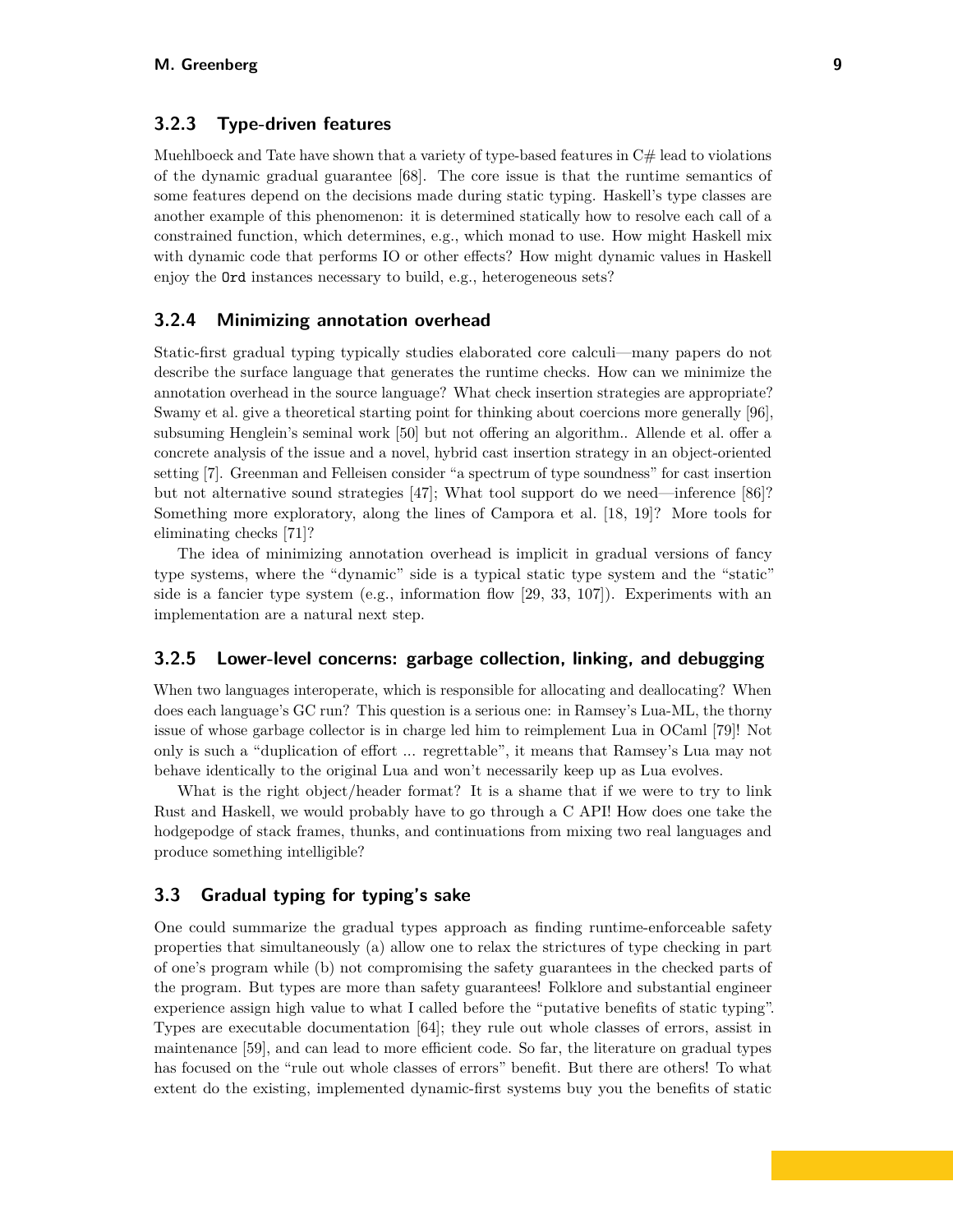### 3.2.3 Type-driven features

Muehlboeck and Tate have shown that a variety of type-based features in C# lead to violations of the dynamic gradual guarantee [68]. The core issue is that the runtime semantics of some features depend on the decisions made during static typing. Haskell's type classes are another example of this phenomenon: it is determined statically how to resolve each call of a constrained function, which determines, e.g., which monad to use. How might Haskell mix with dynamic code that performs IO or other effects? How might dynamic values in Haskell enjoy the `Ord` instances necessary to build, e.g., heterogeneous sets?

### 3.2.4 Minimizing annotation overhead

Static-first gradual typing typically studies elaborated core calculi—many papers do not describe the surface language that generates the runtime checks. How can we minimize the annotation overhead in the source language? What check insertion strategies are appropriate? Swamy et al. give a theoretical starting point for thinking about coercions more generally [96], subsuming Henglein's seminal work [50] but not offering an algorithm.. Allende et al. offer a concrete analysis of the issue and a novel, hybrid cast insertion strategy in an object-oriented setting [7]. Greenman and Felleisen consider "a spectrum of type soundness" for cast insertion but not alternative sound strategies [47]; What tool support do we need—inference [86]? Something more exploratory, along the lines of Campora et al. [18, 19]? More tools for eliminating checks [71]?

The idea of minimizing annotation overhead is implicit in gradual versions of fancy type systems, where the "dynamic" side is a typical static type system and the "static" side is a fancier type system (e.g., information flow [29, 33, 107]). Experiments with an implementation are a natural next step.

### 3.2.5 Lower-level concerns: garbage collection, linking, and debugging

When two languages interoperate, which is responsible for allocating and deallocating? When does each language's GC run? This question is a serious one: in Ramsey's Lua-ML, the thorny issue of whose garbage collector is in charge led him to reimplement Lua in OCaml [79]! Not only is such a "duplication of effort ... regrettable", it means that Ramsey's Lua may not behave identically to the original Lua and won't necessarily keep up as Lua evolves.

What is the right object/header format? It is a shame that if we were to try to link Rust and Haskell, we would probably have to go through a C API! How does one take the hodgepodge of stack frames, thunks, and continuations from mixing two real languages and produce something intelligible?

## 3.3 Gradual typing for typing's sake

One could summarize the gradual types approach as finding runtime-enforceable safety properties that simultaneously (a) allow one to relax the strictures of type checking in part of one's program while (b) not compromising the safety guarantees in the checked parts of the program. But types are more than safety guarantees! Folklore and substantial engineer experience assign high value to what I called before the "putative benefits of static typing". Types are executable documentation [64]; they rule out whole classes of errors, assist in maintenance [59], and can lead to more efficient code. So far, the literature on gradual types has focused on the "rule out whole classes of errors" benefit. But there are others! To what extent do the existing, implemented dynamic-first systems buy you the benefits of static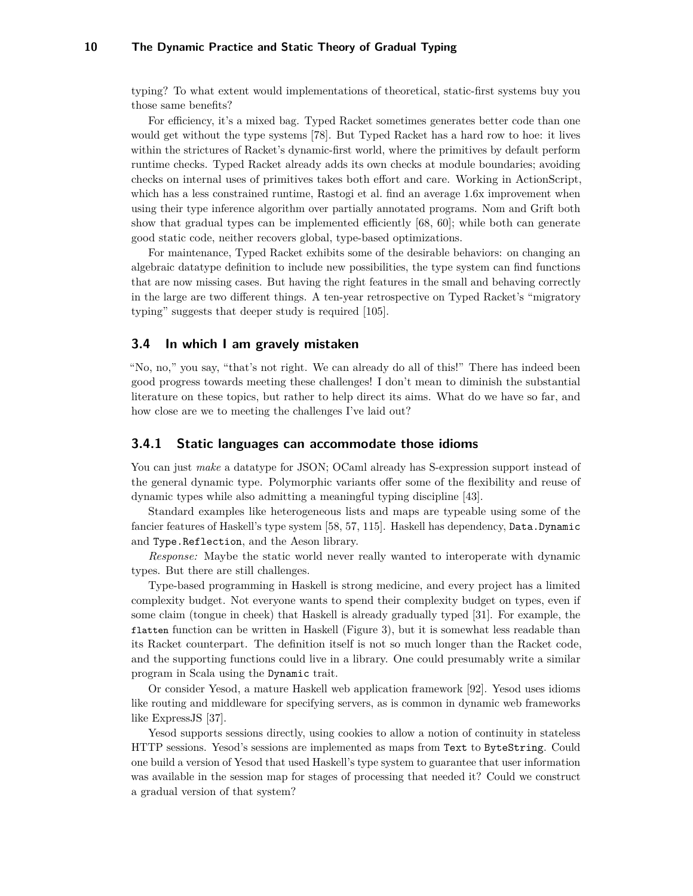typing? To what extent would implementations of theoretical, static-first systems buy you those same benefits?

For efficiency, it's a mixed bag. Typed Racket sometimes generates better code than one would get without the type systems [78]. But Typed Racket has a hard row to hoe: it lives within the strictures of Racket's dynamic-first world, where the primitives by default perform runtime checks. Typed Racket already adds its own checks at module boundaries; avoiding checks on internal uses of primitives takes both effort and care. Working in ActionScript, which has a less constrained runtime, Rastogi et al. find an average 1.6x improvement when using their type inference algorithm over partially annotated programs. Nom and Grift both show that gradual types can be implemented efficiently [68, 60]; while both can generate good static code, neither recovers global, type-based optimizations.

For maintenance, Typed Racket exhibits some of the desirable behaviors: on changing an algebraic datatype definition to include new possibilities, the type system can find functions that are now missing cases. But having the right features in the small and behaving correctly in the large are two different things. A ten-year retrospective on Typed Racket's "migratory typing" suggests that deeper study is required [105].

## 3.4 In which I am gravely mistaken

"No, no," you say, "that's not right. We can already do all of this!" There has indeed been good progress towards meeting these challenges! I don't mean to diminish the substantial literature on these topics, but rather to help direct its aims. What do we have so far, and how close are we to meeting the challenges I've laid out?

### 3.4.1 Static languages can accommodate those idioms

You can just *make* a datatype for JSON; OCaml already has S-expression support instead of the general dynamic type. Polymorphic variants offer some of the flexibility and reuse of dynamic types while also admitting a meaningful typing discipline [43].

Standard examples like heterogeneous lists and maps are typeable using some of the fancier features of Haskell's type system [58, 57, 115]. Haskell has dependency, `Data.Dynamic` and `Type.Reflection`, and the Aeson library.

*Response:* Maybe the static world never really wanted to interoperate with dynamic types. But there are still challenges.

Type-based programming in Haskell is strong medicine, and every project has a limited complexity budget. Not everyone wants to spend their complexity budget on types, even if some claim (tongue in cheek) that Haskell is already gradually typed [31]. For example, the `flatten` function can be written in Haskell (Figure 3), but it is somewhat less readable than its Racket counterpart. The definition itself is not so much longer than the Racket code, and the supporting functions could live in a library. One could presumably write a similar program in Scala using the `Dynamic` trait.

Or consider Yesod, a mature Haskell web application framework [92]. Yesod uses idioms like routing and middleware for specifying servers, as is common in dynamic web frameworks like ExpressJS [37].

Yesod supports sessions directly, using cookies to allow a notion of continuity in stateless HTTP sessions. Yesod's sessions are implemented as maps from `Text` to `ByteString`. Could one build a version of Yesod that used Haskell's type system to guarantee that user information was available in the session map for stages of processing that needed it? Could we construct a gradual version of that system?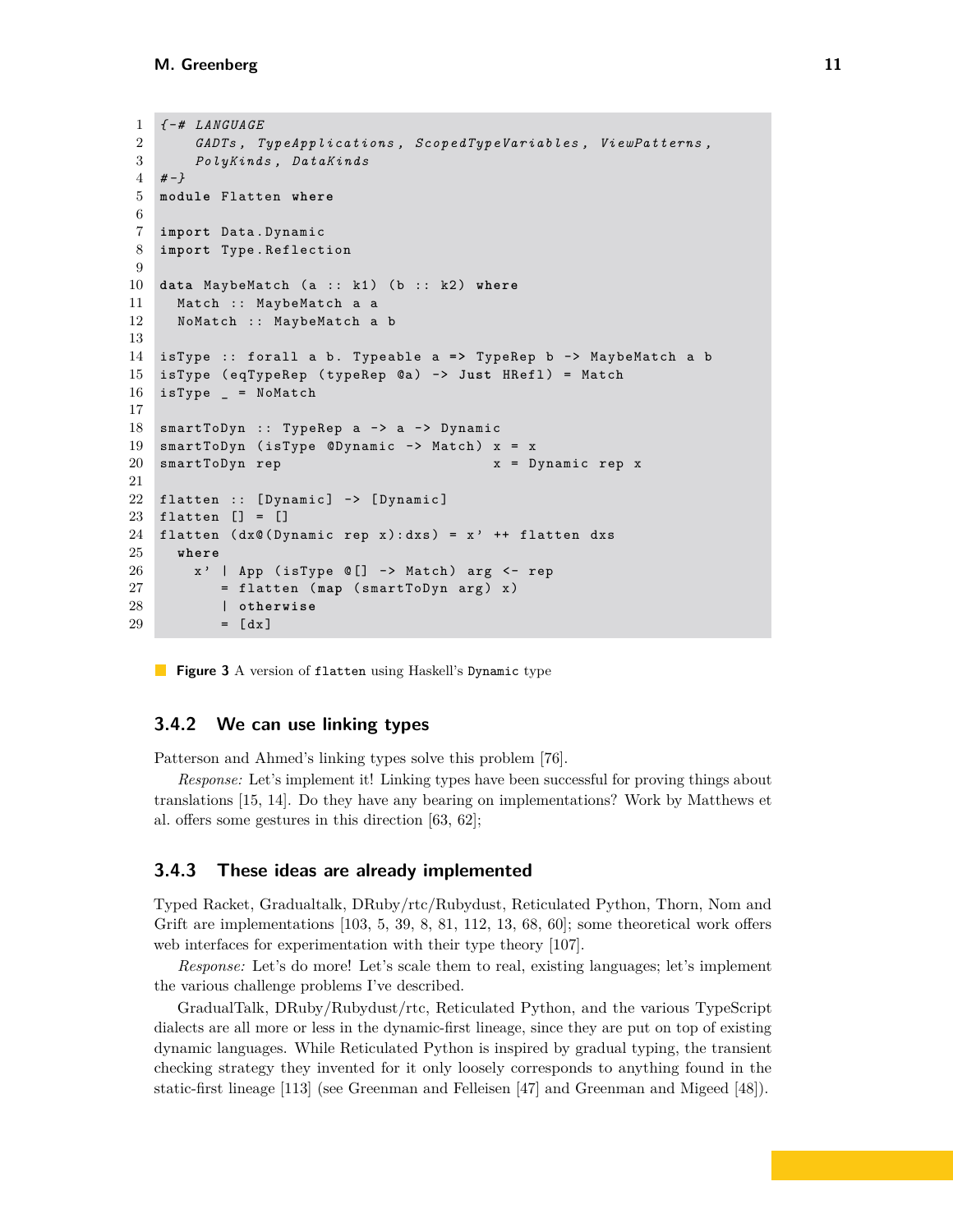```haskell
{-# LANGUAGE
    GADTs, TypeApplications, ScopedTypeVariables, ViewPatterns,
    PolyKinds, DataKinds
#-}
module Flatten where

import Data.Dynamic
import Type.Reflection

data MaybeMatch (a :: k1) (b :: k2) where
  Match :: MaybeMatch a a
  NoMatch :: MaybeMatch a b

isType :: forall a b. Typeable a => TypeRep b -> MaybeMatch a b
isType (eqTypeRep (typeRep @a) -> Just HRefl) = Match
isType _ = NoMatch

smartToDyn :: TypeRep a -> a -> Dynamic
smartToDyn (isType @Dynamic -> Match) x = x
smartToDyn rep                        x = Dynamic rep x

flatten :: [Dynamic] -> [Dynamic]
flatten [] = []
flatten (dx@(Dynamic rep x):dxs) = x' ++ flatten dxs
  where
    x' | App (isType @[] -> Match) arg <- rep
       = flatten (map (smartToDyn arg) x)
       | otherwise
       = [dx]
```

**Figure 3** A version of `flatten` using Haskell's `Dynamic` type

### 3.4.2 We can use linking types

Patterson and Ahmed's linking types solve this problem [76].

*Response:* Let's implement it! Linking types have been successful for proving things about translations [15, 14]. Do they have any bearing on implementations? Work by Matthews et al. offers some gestures in this direction [63, 62];

### 3.4.3 These ideas are already implemented

Typed Racket, Gradualtalk, DRuby/rtc/Rubydust, Reticulated Python, Thorn, Nom and Grift are implementations [103, 5, 39, 8, 81, 112, 13, 68, 60]; some theoretical work offers web interfaces for experimentation with their type theory [107].

*Response:* Let's do more! Let's scale them to real, existing languages; let's implement the various challenge problems I've described.

GradualTalk, DRuby/Rubydust/rtc, Reticulated Python, and the various TypeScript dialects are all more or less in the dynamic-first lineage, since they are put on top of existing dynamic languages. While Reticulated Python is inspired by gradual typing, the transient checking strategy they invented for it only loosely corresponds to anything found in the static-first lineage [113] (see Greenman and Felleisen [47] and Greenman and Migeed [48]).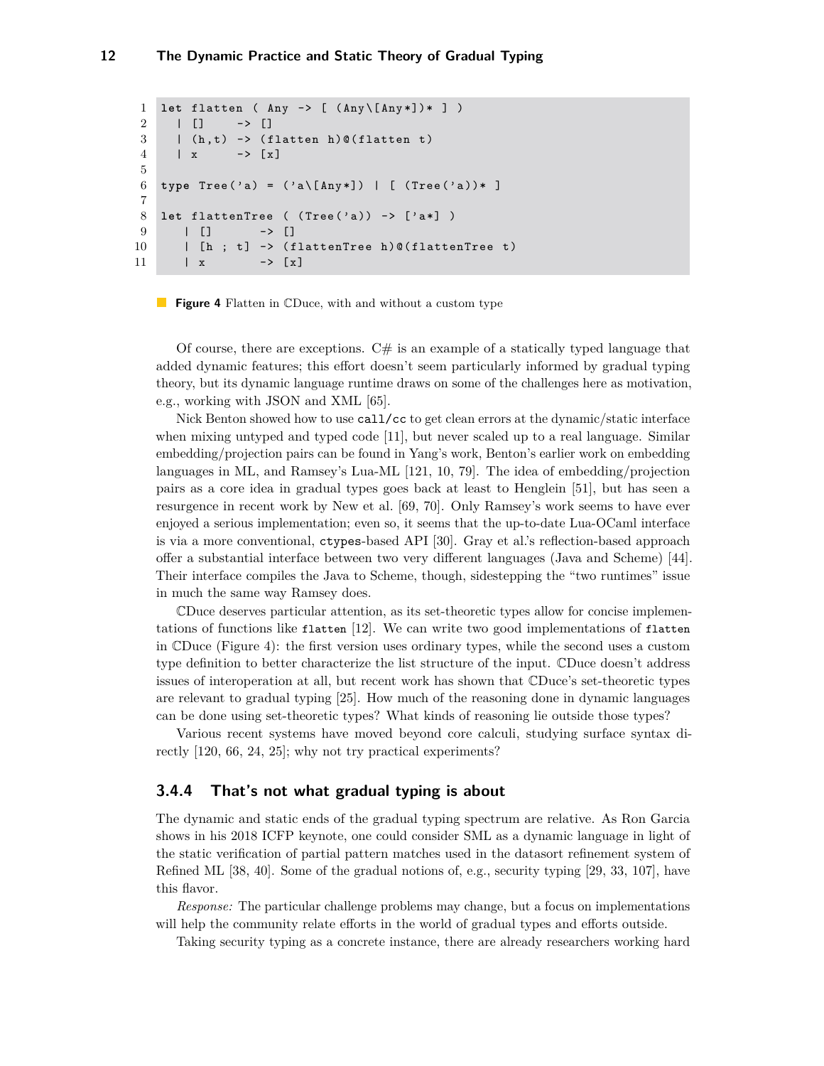```
let flatten ( Any -> [ (Any\[Any*])* ] )
  | []     -> []
  | (h,t) -> (flatten h)@(flatten t)
  | x      -> [x]

type Tree('a) = ('a\[Any*]) | [ (Tree('a))* ]

let flattenTree ( (Tree('a)) -> ['a*] )
   | []       -> []
   | [h ; t] -> (flattenTree h)@(flattenTree t)
   | x        -> [x]
```

**Figure 4** Flatten in ℂDuce, with and without a custom type

Of course, there are exceptions. C# is an example of a statically typed language that added dynamic features; this effort doesn't seem particularly informed by gradual typing theory, but its dynamic language runtime draws on some of the challenges here as motivation, e.g., working with JSON and XML [65].

Nick Benton showed how to use `call/cc` to get clean errors at the dynamic/static interface when mixing untyped and typed code [11], but never scaled up to a real language. Similar embedding/projection pairs can be found in Yang's work, Benton's earlier work on embedding languages in ML, and Ramsey's Lua-ML [121, 10, 79]. The idea of embedding/projection pairs as a core idea in gradual types goes back at least to Henglein [51], but has seen a resurgence in recent work by New et al. [69, 70]. Only Ramsey's work seems to have ever enjoyed a serious implementation; even so, it seems that the up-to-date Lua-OCaml interface is via a more conventional, `ctypes`-based API [30]. Gray et al.'s reflection-based approach offer a substantial interface between two very different languages (Java and Scheme) [44]. Their interface compiles the Java to Scheme, though, sidestepping the "two runtimes" issue in much the same way Ramsey does.

ℂDuce deserves particular attention, as its set-theoretic types allow for concise implementations of functions like `flatten` [12]. We can write two good implementations of `flatten` in ℂDuce (Figure 4): the first version uses ordinary types, while the second uses a custom type definition to better characterize the list structure of the input. ℂDuce doesn't address issues of interoperation at all, but recent work has shown that ℂDuce's set-theoretic types are relevant to gradual typing [25]. How much of the reasoning done in dynamic languages can be done using set-theoretic types? What kinds of reasoning lie outside those types?

Various recent systems have moved beyond core calculi, studying surface syntax directly [120, 66, 24, 25]; why not try practical experiments?

### 3.4.4 That's not what gradual typing is about

The dynamic and static ends of the gradual typing spectrum are relative. As Ron Garcia shows in his 2018 ICFP keynote, one could consider SML as a dynamic language in light of the static verification of partial pattern matches used in the datasort refinement system of Refined ML [38, 40]. Some of the gradual notions of, e.g., security typing [29, 33, 107], have this flavor.

*Response:* The particular challenge problems may change, but a focus on implementations will help the community relate efforts in the world of gradual types and efforts outside.

Taking security typing as a concrete instance, there are already researchers working hard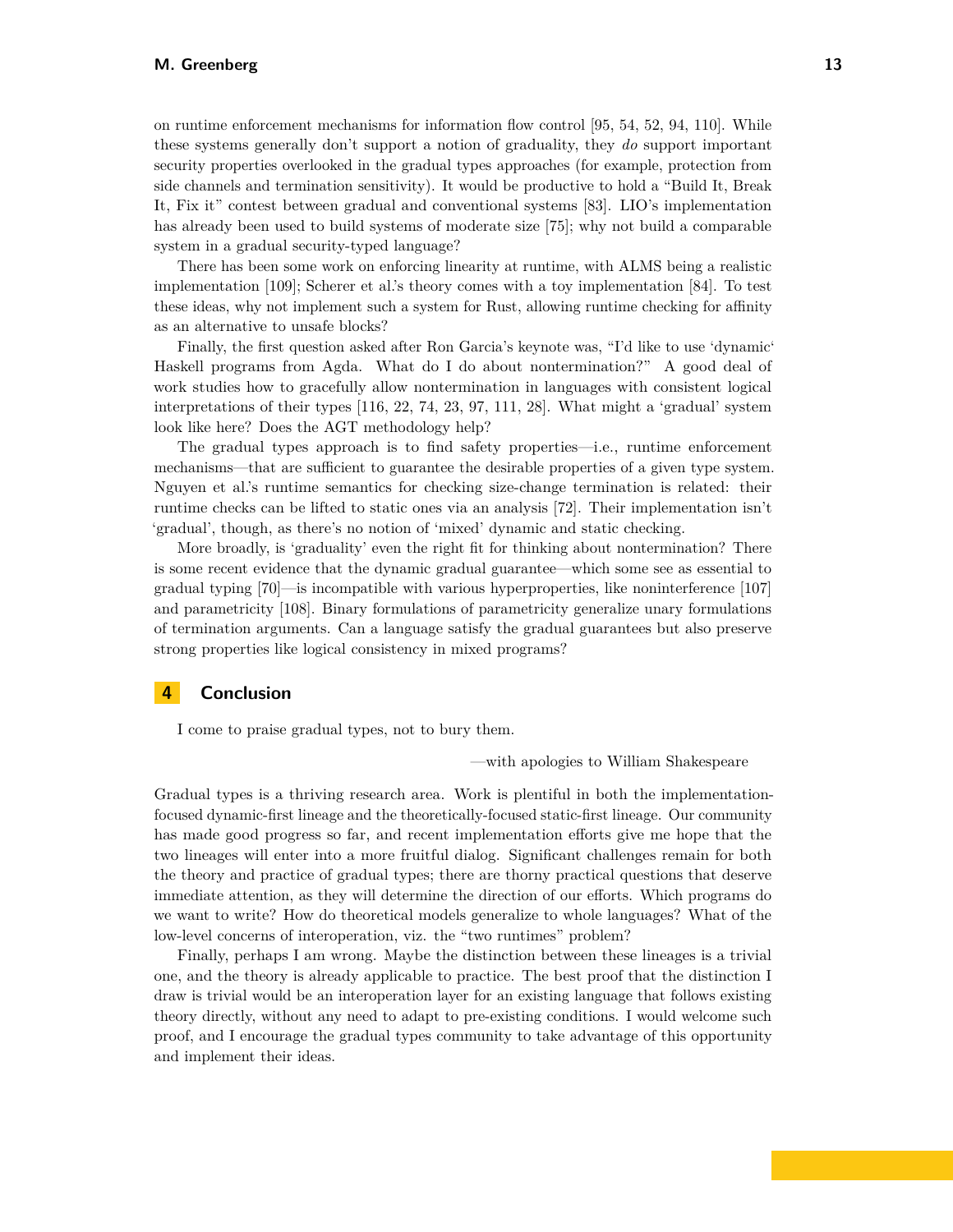on runtime enforcement mechanisms for information flow control [95, 54, 52, 94, 110]. While these systems generally don't support a notion of graduality, they *do* support important security properties overlooked in the gradual types approaches (for example, protection from side channels and termination sensitivity). It would be productive to hold a "Build It, Break It, Fix it" contest between gradual and conventional systems [83]. LIO's implementation has already been used to build systems of moderate size [75]; why not build a comparable system in a gradual security-typed language?

There has been some work on enforcing linearity at runtime, with ALMS being a realistic implementation [109]; Scherer et al.'s theory comes with a toy implementation [84]. To test these ideas, why not implement such a system for Rust, allowing runtime checking for affinity as an alternative to unsafe blocks?

Finally, the first question asked after Ron Garcia's keynote was, "I'd like to use 'dynamic' Haskell programs from Agda. What do I do about nontermination?" A good deal of work studies how to gracefully allow nontermination in languages with consistent logical interpretations of their types [116, 22, 74, 23, 97, 111, 28]. What might a 'gradual' system look like here? Does the AGT methodology help?

The gradual types approach is to find safety properties—i.e., runtime enforcement mechanisms—that are sufficient to guarantee the desirable properties of a given type system. Nguyen et al.'s runtime semantics for checking size-change termination is related: their runtime checks can be lifted to static ones via an analysis [72]. Their implementation isn't 'gradual', though, as there's no notion of 'mixed' dynamic and static checking.

More broadly, is 'graduality' even the right fit for thinking about nontermination? There is some recent evidence that the dynamic gradual guarantee—which some see as essential to gradual typing [70]—is incompatible with various hyperproperties, like noninterference [107] and parametricity [108]. Binary formulations of parametricity generalize unary formulations of termination arguments. Can a language satisfy the gradual guarantees but also preserve strong properties like logical consistency in mixed programs?

## 4 Conclusion

I come to praise gradual types, not to bury them.

—with apologies to William Shakespeare

Gradual types is a thriving research area. Work is plentiful in both the implementation-focused dynamic-first lineage and the theoretically-focused static-first lineage. Our community has made good progress so far, and recent implementation efforts give me hope that the two lineages will enter into a more fruitful dialog. Significant challenges remain for both the theory and practice of gradual types; there are thorny practical questions that deserve immediate attention, as they will determine the direction of our efforts. Which programs do we want to write? How do theoretical models generalize to whole languages? What of the low-level concerns of interoperation, viz. the "two runtimes" problem?

Finally, perhaps I am wrong. Maybe the distinction between these lineages is a trivial one, and the theory is already applicable to practice. The best proof that the distinction I draw is trivial would be an interoperation layer for an existing language that follows existing theory directly, without any need to adapt to pre-existing conditions. I would welcome such proof, and I encourage the gradual types community to take advantage of this opportunity and implement their ideas.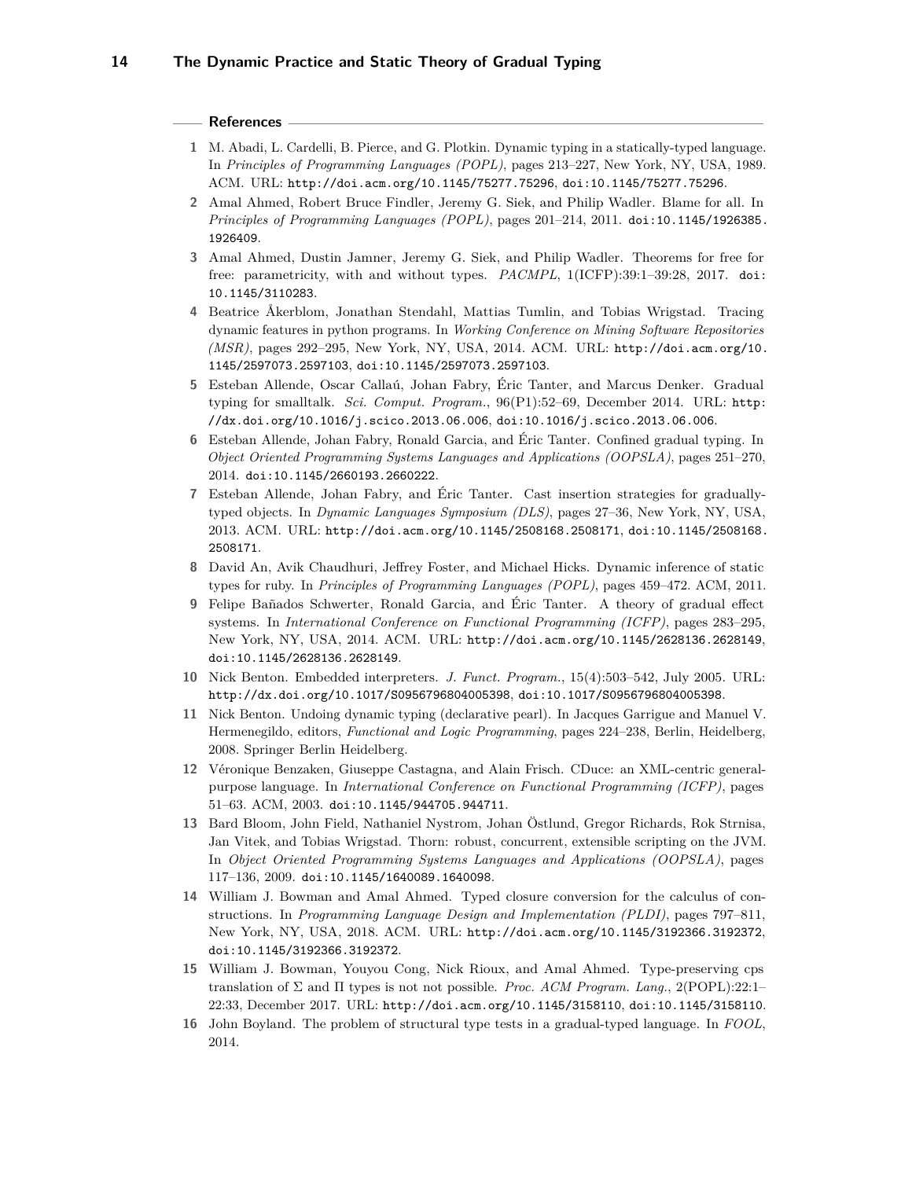## References

1. M. Abadi, L. Cardelli, B. Pierce, and G. Plotkin. Dynamic typing in a statically-typed language. In *Principles of Programming Languages (POPL)*, pages 213–227, New York, NY, USA, 1989. ACM. URL: http://doi.acm.org/10.1145/75277.75296, doi:10.1145/75277.75296.
2. Amal Ahmed, Robert Bruce Findler, Jeremy G. Siek, and Philip Wadler. Blame for all. In *Principles of Programming Languages (POPL)*, pages 201–214, 2011. doi:10.1145/1926385.1926409.
3. Amal Ahmed, Dustin Jamner, Jeremy G. Siek, and Philip Wadler. Theorems for free for free: parametricity, with and without types. *PACMPL*, 1(ICFP):39:1–39:28, 2017. doi:10.1145/3110283.
4. Beatrice Åkerblom, Jonathan Stendahl, Mattias Tumlin, and Tobias Wrigstad. Tracing dynamic features in python programs. In *Working Conference on Mining Software Repositories (MSR)*, pages 292–295, New York, NY, USA, 2014. ACM. URL: http://doi.acm.org/10.1145/2597073.2597103, doi:10.1145/2597073.2597103.
5. Esteban Allende, Oscar Callaú, Johan Fabry, Éric Tanter, and Marcus Denker. Gradual typing for smalltalk. *Sci. Comput. Program.*, 96(P1):52–69, December 2014. URL: http://dx.doi.org/10.1016/j.scico.2013.06.006, doi:10.1016/j.scico.2013.06.006.
6. Esteban Allende, Johan Fabry, Ronald Garcia, and Éric Tanter. Confined gradual typing. In *Object Oriented Programming Systems Languages and Applications (OOPSLA)*, pages 251–270, 2014. doi:10.1145/2660193.2660222.
7. Esteban Allende, Johan Fabry, and Éric Tanter. Cast insertion strategies for gradually-typed objects. In *Dynamic Languages Symposium (DLS)*, pages 27–36, New York, NY, USA, 2013. ACM. URL: http://doi.acm.org/10.1145/2508168.2508171, doi:10.1145/2508168.2508171.
8. David An, Avik Chaudhuri, Jeffrey Foster, and Michael Hicks. Dynamic inference of static types for ruby. In *Principles of Programming Languages (POPL)*, pages 459–472. ACM, 2011.
9. Felipe Bañados Schwerter, Ronald Garcia, and Éric Tanter. A theory of gradual effect systems. In *International Conference on Functional Programming (ICFP)*, pages 283–295, New York, NY, USA, 2014. ACM. URL: http://doi.acm.org/10.1145/2628136.2628149, doi:10.1145/2628136.2628149.
10. Nick Benton. Embedded interpreters. *J. Funct. Program.*, 15(4):503–542, July 2005. URL: http://dx.doi.org/10.1017/S0956796804005398, doi:10.1017/S0956796804005398.
11. Nick Benton. Undoing dynamic typing (declarative pearl). In Jacques Garrigue and Manuel V. Hermenegildo, editors, *Functional and Logic Programming*, pages 224–238, Berlin, Heidelberg, 2008. Springer Berlin Heidelberg.
12. Véronique Benzaken, Giuseppe Castagna, and Alain Frisch. CDuce: an XML-centric general-purpose language. In *International Conference on Functional Programming (ICFP)*, pages 51–63. ACM, 2003. doi:10.1145/944705.944711.
13. Bard Bloom, John Field, Nathaniel Nystrom, Johan Östlund, Gregor Richards, Rok Strnisa, Jan Vitek, and Tobias Wrigstad. Thorn: robust, concurrent, extensible scripting on the JVM. In *Object Oriented Programming Systems Languages and Applications (OOPSLA)*, pages 117–136, 2009. doi:10.1145/1640089.1640098.
14. William J. Bowman and Amal Ahmed. Typed closure conversion for the calculus of constructions. In *Programming Language Design and Implementation (PLDI)*, pages 797–811, New York, NY, USA, 2018. ACM. URL: http://doi.acm.org/10.1145/3192366.3192372, doi:10.1145/3192366.3192372.
15. William J. Bowman, Youyou Cong, Nick Rioux, and Amal Ahmed. Type-preserving cps translation of $\Sigma$ and $\Pi$ types is not not possible. *Proc. ACM Program. Lang.*, 2(POPL):22:1–22:33, December 2017. URL: http://doi.acm.org/10.1145/3158110, doi:10.1145/3158110.
16. John Boyland. The problem of structural type tests in a gradual-typed language. In *FOOL*, 2014.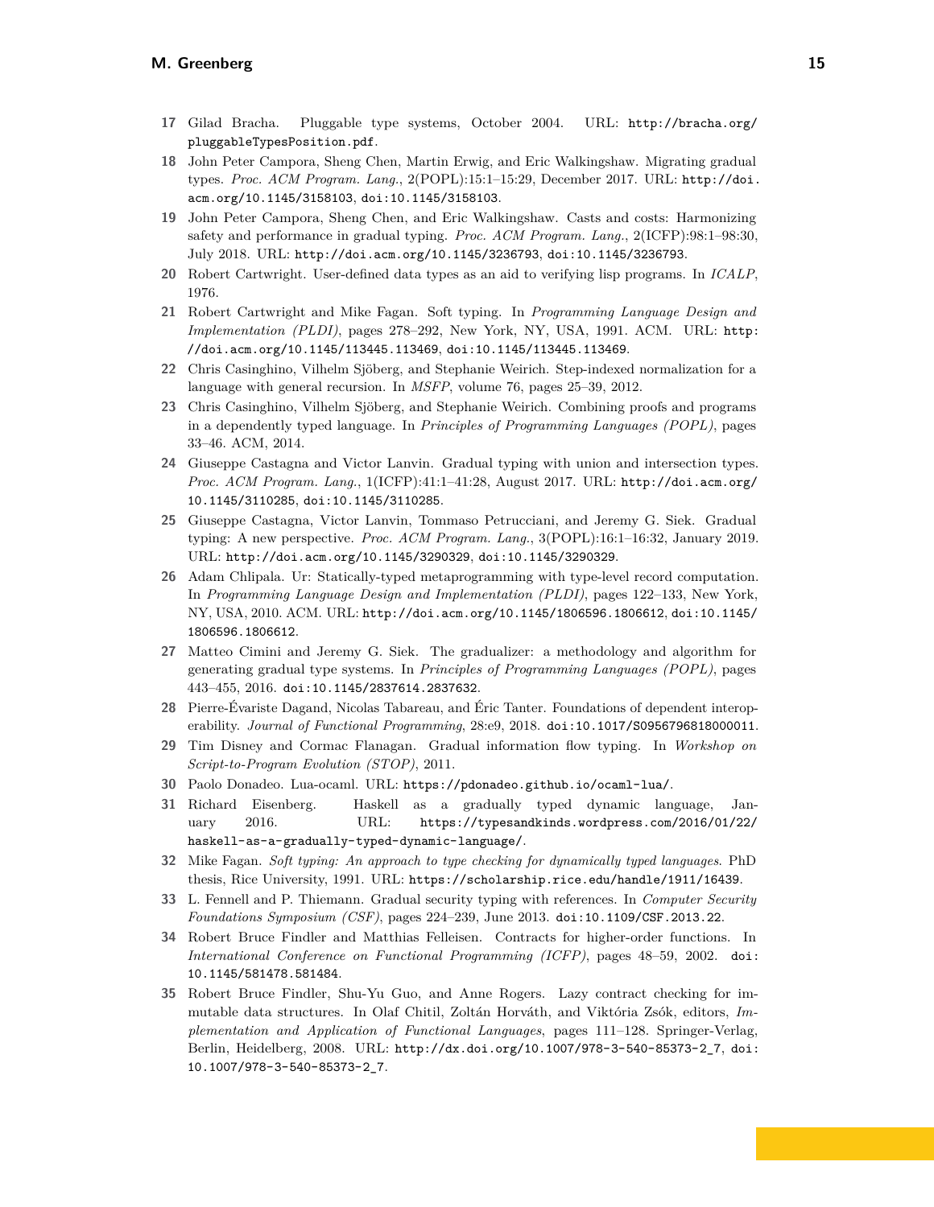**17** Gilad Bracha. Pluggable type systems, October 2004. URL: `http://bracha.org/pluggableTypesPosition.pdf`.

**18** John Peter Campora, Sheng Chen, Martin Erwig, and Eric Walkingshaw. Migrating gradual types. *Proc. ACM Program. Lang.*, 2(POPL):15:1–15:29, December 2017. URL: `http://doi.acm.org/10.1145/3158103`, `doi:10.1145/3158103`.

**19** John Peter Campora, Sheng Chen, and Eric Walkingshaw. Casts and costs: Harmonizing safety and performance in gradual typing. *Proc. ACM Program. Lang.*, 2(ICFP):98:1–98:30, July 2018. URL: `http://doi.acm.org/10.1145/3236793`, `doi:10.1145/3236793`.

**20** Robert Cartwright. User-defined data types as an aid to verifying lisp programs. In *ICALP*, 1976.

**21** Robert Cartwright and Mike Fagan. Soft typing. In *Programming Language Design and Implementation (PLDI)*, pages 278–292, New York, NY, USA, 1991. ACM. URL: `http://doi.acm.org/10.1145/113445.113469`, `doi:10.1145/113445.113469`.

**22** Chris Casinghino, Vilhelm Sjöberg, and Stephanie Weirich. Step-indexed normalization for a language with general recursion. In *MSFP*, volume 76, pages 25–39, 2012.

**23** Chris Casinghino, Vilhelm Sjöberg, and Stephanie Weirich. Combining proofs and programs in a dependently typed language. In *Principles of Programming Languages (POPL)*, pages 33–46. ACM, 2014.

**24** Giuseppe Castagna and Victor Lanvin. Gradual typing with union and intersection types. *Proc. ACM Program. Lang.*, 1(ICFP):41:1–41:28, August 2017. URL: `http://doi.acm.org/10.1145/3110285`, `doi:10.1145/3110285`.

**25** Giuseppe Castagna, Victor Lanvin, Tommaso Petrucciani, and Jeremy G. Siek. Gradual typing: A new perspective. *Proc. ACM Program. Lang.*, 3(POPL):16:1–16:32, January 2019. URL: `http://doi.acm.org/10.1145/3290329`, `doi:10.1145/3290329`.

**26** Adam Chlipala. Ur: Statically-typed metaprogramming with type-level record computation. In *Programming Language Design and Implementation (PLDI)*, pages 122–133, New York, NY, USA, 2010. ACM. URL: `http://doi.acm.org/10.1145/1806596.1806612`, `doi:10.1145/1806596.1806612`.

**27** Matteo Cimini and Jeremy G. Siek. The gradualizer: a methodology and algorithm for generating gradual type systems. In *Principles of Programming Languages (POPL)*, pages 443–455, 2016. `doi:10.1145/2837614.2837632`.

**28** Pierre-Évariste Dagand, Nicolas Tabareau, and Éric Tanter. Foundations of dependent interoperability. *Journal of Functional Programming*, 28:e9, 2018. `doi:10.1017/S0956796818000011`.

**29** Tim Disney and Cormac Flanagan. Gradual information flow typing. In *Workshop on Script-to-Program Evolution (STOP)*, 2011.

**30** Paolo Donadeo. Lua-ocaml. URL: `https://pdonadeo.github.io/ocaml-lua/`.

**31** Richard Eisenberg. Haskell as a gradually typed dynamic language, January 2016. URL: `https://typesandkinds.wordpress.com/2016/01/22/haskell-as-a-gradually-typed-dynamic-language/`.

**32** Mike Fagan. *Soft typing: An approach to type checking for dynamically typed languages*. PhD thesis, Rice University, 1991. URL: `https://scholarship.rice.edu/handle/1911/16439`.

**33** L. Fennell and P. Thiemann. Gradual security typing with references. In *Computer Security Foundations Symposium (CSF)*, pages 224–239, June 2013. `doi:10.1109/CSF.2013.22`.

**34** Robert Bruce Findler and Matthias Felleisen. Contracts for higher-order functions. In *International Conference on Functional Programming (ICFP)*, pages 48–59, 2002. `doi:10.1145/581478.581484`.

**35** Robert Bruce Findler, Shu-Yu Guo, and Anne Rogers. Lazy contract checking for immutable data structures. In Olaf Chitil, Zoltán Horváth, and Viktória Zsók, editors, *Implementation and Application of Functional Languages*, pages 111–128. Springer-Verlag, Berlin, Heidelberg, 2008. URL: `http://dx.doi.org/10.1007/978-3-540-85373-2_7`, `doi:10.1007/978-3-540-85373-2_7`.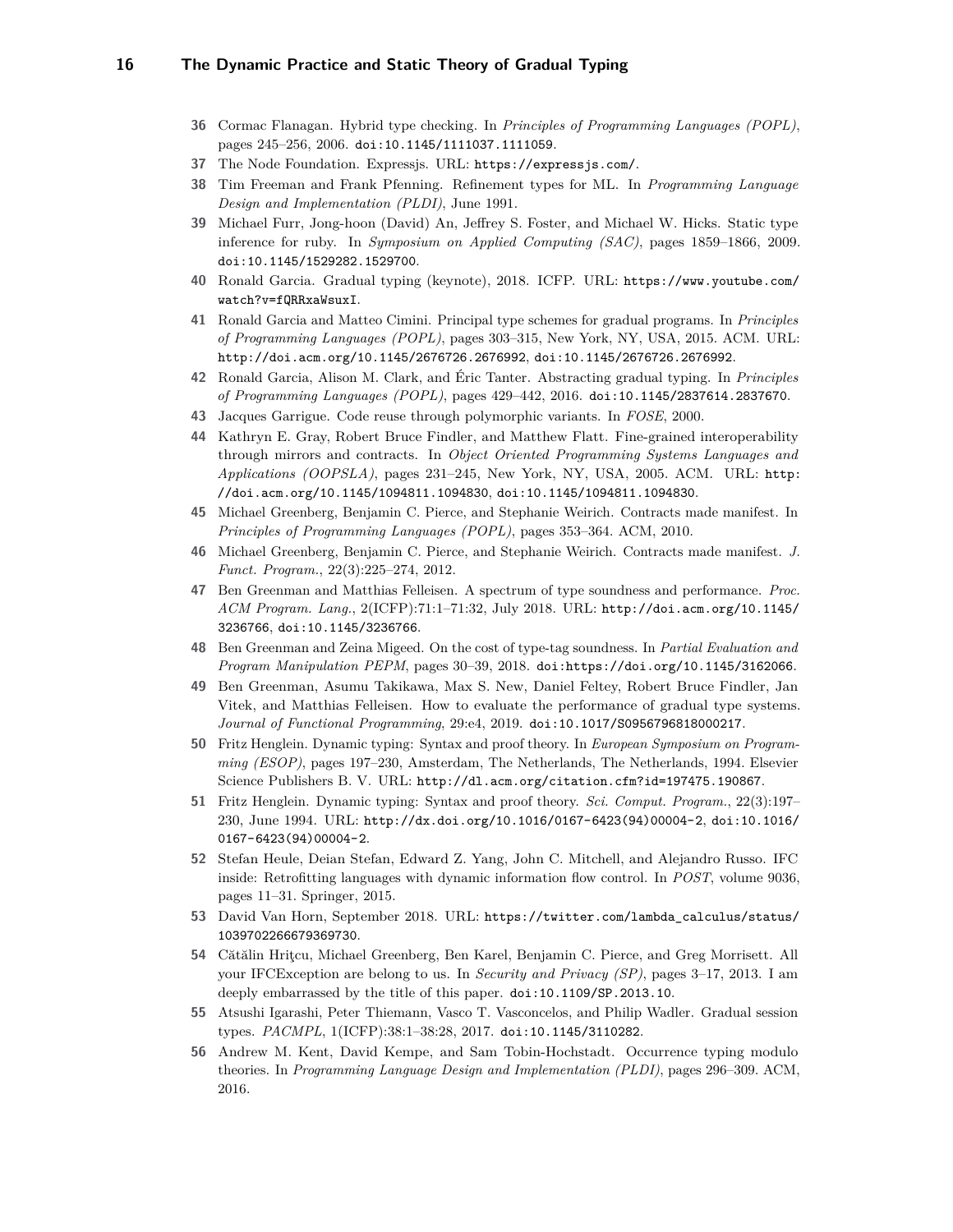**36** Cormac Flanagan. Hybrid type checking. In *Principles of Programming Languages (POPL)*, pages 245–256, 2006. `doi:10.1145/1111037.1111059`.

**37** The Node Foundation. Expressjs. URL: `https://expressjs.com/`.

**38** Tim Freeman and Frank Pfenning. Refinement types for ML. In *Programming Language Design and Implementation (PLDI)*, June 1991.

**39** Michael Furr, Jong-hoon (David) An, Jeffrey S. Foster, and Michael W. Hicks. Static type inference for ruby. In *Symposium on Applied Computing (SAC)*, pages 1859–1866, 2009. `doi:10.1145/1529282.1529700`.

**40** Ronald Garcia. Gradual typing (keynote), 2018. ICFP. URL: `https://www.youtube.com/watch?v=fQRRxaWsuxI`.

**41** Ronald Garcia and Matteo Cimini. Principal type schemes for gradual programs. In *Principles of Programming Languages (POPL)*, pages 303–315, New York, NY, USA, 2015. ACM. URL: `http://doi.acm.org/10.1145/2676726.2676992`, `doi:10.1145/2676726.2676992`.

**42** Ronald Garcia, Alison M. Clark, and Éric Tanter. Abstracting gradual typing. In *Principles of Programming Languages (POPL)*, pages 429–442, 2016. `doi:10.1145/2837614.2837670`.

**43** Jacques Garrigue. Code reuse through polymorphic variants. In *FOSE*, 2000.

**44** Kathryn E. Gray, Robert Bruce Findler, and Matthew Flatt. Fine-grained interoperability through mirrors and contracts. In *Object Oriented Programming Systems Languages and Applications (OOPSLA)*, pages 231–245, New York, NY, USA, 2005. ACM. URL: `http://doi.acm.org/10.1145/1094811.1094830`, `doi:10.1145/1094811.1094830`.

**45** Michael Greenberg, Benjamin C. Pierce, and Stephanie Weirich. Contracts made manifest. In *Principles of Programming Languages (POPL)*, pages 353–364. ACM, 2010.

**46** Michael Greenberg, Benjamin C. Pierce, and Stephanie Weirich. Contracts made manifest. *J. Funct. Program.*, 22(3):225–274, 2012.

**47** Ben Greenman and Matthias Felleisen. A spectrum of type soundness and performance. *Proc. ACM Program. Lang.*, 2(ICFP):71:1–71:32, July 2018. URL: `http://doi.acm.org/10.1145/3236766`, `doi:10.1145/3236766`.

**48** Ben Greenman and Zeina Migeed. On the cost of type-tag soundness. In *Partial Evaluation and Program Manipulation PEPM*, pages 30–39, 2018. `doi:https://doi.org/10.1145/3162066`.

**49** Ben Greenman, Asumu Takikawa, Max S. New, Daniel Feltey, Robert Bruce Findler, Jan Vitek, and Matthias Felleisen. How to evaluate the performance of gradual type systems. *Journal of Functional Programming*, 29:e4, 2019. `doi:10.1017/S0956796818000217`.

**50** Fritz Henglein. Dynamic typing: Syntax and proof theory. In *European Symposium on Programming (ESOP)*, pages 197–230, Amsterdam, The Netherlands, The Netherlands, 1994. Elsevier Science Publishers B. V. URL: `http://dl.acm.org/citation.cfm?id=197475.190867`.

**51** Fritz Henglein. Dynamic typing: Syntax and proof theory. *Sci. Comput. Program.*, 22(3):197–230, June 1994. URL: `http://dx.doi.org/10.1016/0167-6423(94)00004-2`, `doi:10.1016/0167-6423(94)00004-2`.

**52** Stefan Heule, Deian Stefan, Edward Z. Yang, John C. Mitchell, and Alejandro Russo. IFC inside: Retrofitting languages with dynamic information flow control. In *POST*, volume 9036, pages 11–31. Springer, 2015.

**53** David Van Horn, September 2018. URL: `https://twitter.com/lambda_calculus/status/1039702266679369730`.

**54** Cătălin Hriţcu, Michael Greenberg, Ben Karel, Benjamin C. Pierce, and Greg Morrisett. All your IFCException are belong to us. In *Security and Privacy (SP)*, pages 3–17, 2013. I am deeply embarrassed by the title of this paper. `doi:10.1109/SP.2013.10`.

**55** Atsushi Igarashi, Peter Thiemann, Vasco T. Vasconcelos, and Philip Wadler. Gradual session types. *PACMPL*, 1(ICFP):38:1–38:28, 2017. `doi:10.1145/3110282`.

**56** Andrew M. Kent, David Kempe, and Sam Tobin-Hochstadt. Occurrence typing modulo theories. In *Programming Language Design and Implementation (PLDI)*, pages 296–309. ACM, 2016.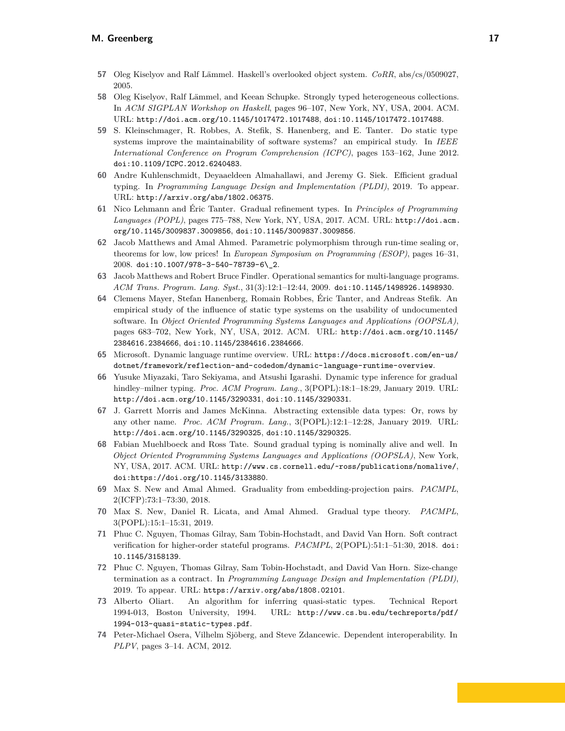**57** Oleg Kiselyov and Ralf Lämmel. Haskell's overlooked object system. *CoRR*, abs/cs/0509027, 2005.

**58** Oleg Kiselyov, Ralf Lämmel, and Keean Schupke. Strongly typed heterogeneous collections. In *ACM SIGPLAN Workshop on Haskell*, pages 96–107, New York, NY, USA, 2004. ACM. URL: `http://doi.acm.org/10.1145/1017472.1017488`, `doi:10.1145/1017472.1017488`.

**59** S. Kleinschmager, R. Robbes, A. Stefik, S. Hanenberg, and E. Tanter. Do static type systems improve the maintainability of software systems? an empirical study. In *IEEE International Conference on Program Comprehension (ICPC)*, pages 153–162, June 2012. `doi:10.1109/ICPC.2012.6240483`.

**60** Andre Kuhlenschmidt, Deyaaeldeen Almahallawi, and Jeremy G. Siek. Efficient gradual typing. In *Programming Language Design and Implementation (PLDI)*, 2019. To appear. URL: `http://arxiv.org/abs/1802.06375`.

**61** Nico Lehmann and Éric Tanter. Gradual refinement types. In *Principles of Programming Languages (POPL)*, pages 775–788, New York, NY, USA, 2017. ACM. URL: `http://doi.acm.org/10.1145/3009837.3009856`, `doi:10.1145/3009837.3009856`.

**62** Jacob Matthews and Amal Ahmed. Parametric polymorphism through run-time sealing or, theorems for low, low prices! In *European Symposium on Programming (ESOP)*, pages 16–31, 2008. `doi:10.1007/978-3-540-78739-6\_2`.

**63** Jacob Matthews and Robert Bruce Findler. Operational semantics for multi-language programs. *ACM Trans. Program. Lang. Syst.*, 31(3):12:1–12:44, 2009. `doi:10.1145/1498926.1498930`.

**64** Clemens Mayer, Stefan Hanenberg, Romain Robbes, Éric Tanter, and Andreas Stefik. An empirical study of the influence of static type systems on the usability of undocumented software. In *Object Oriented Programming Systems Languages and Applications (OOPSLA)*, pages 683–702, New York, NY, USA, 2012. ACM. URL: `http://doi.acm.org/10.1145/2384616.2384666`, `doi:10.1145/2384616.2384666`.

**65** Microsoft. Dynamic language runtime overview. URL: `https://docs.microsoft.com/en-us/dotnet/framework/reflection-and-codedom/dynamic-language-runtime-overview`.

**66** Yusuke Miyazaki, Taro Sekiyama, and Atsushi Igarashi. Dynamic type inference for gradual hindley–milner typing. *Proc. ACM Program. Lang.*, 3(POPL):18:1–18:29, January 2019. URL: `http://doi.acm.org/10.1145/3290331`, `doi:10.1145/3290331`.

**67** J. Garrett Morris and James McKinna. Abstracting extensible data types: Or, rows by any other name. *Proc. ACM Program. Lang.*, 3(POPL):12:1–12:28, January 2019. URL: `http://doi.acm.org/10.1145/3290325`, `doi:10.1145/3290325`.

**68** Fabian Muehlboeck and Ross Tate. Sound gradual typing is nominally alive and well. In *Object Oriented Programming Systems Languages and Applications (OOPSLA)*, New York, NY, USA, 2017. ACM. URL: `http://www.cs.cornell.edu/~ross/publications/nomalive/`, `doi:https://doi.org/10.1145/3133880`.

**69** Max S. New and Amal Ahmed. Graduality from embedding-projection pairs. *PACMPL*, 2(ICFP):73:1–73:30, 2018.

**70** Max S. New, Daniel R. Licata, and Amal Ahmed. Gradual type theory. *PACMPL*, 3(POPL):15:1–15:31, 2019.

**71** Phuc C. Nguyen, Thomas Gilray, Sam Tobin-Hochstadt, and David Van Horn. Soft contract verification for higher-order stateful programs. *PACMPL*, 2(POPL):51:1–51:30, 2018. `doi:10.1145/3158139`.

**72** Phuc C. Nguyen, Thomas Gilray, Sam Tobin-Hochstadt, and David Van Horn. Size-change termination as a contract. In *Programming Language Design and Implementation (PLDI)*, 2019. To appear. URL: `https://arxiv.org/abs/1808.02101`.

**73** Alberto Oliart. An algorithm for inferring quasi-static types. Technical Report 1994-013, Boston University, 1994. URL: `http://www.cs.bu.edu/techreports/pdf/1994-013-quasi-static-types.pdf`.

**74** Peter-Michael Osera, Vilhelm Sjöberg, and Steve Zdancewic. Dependent interoperability. In *PLPV*, pages 3–14. ACM, 2012.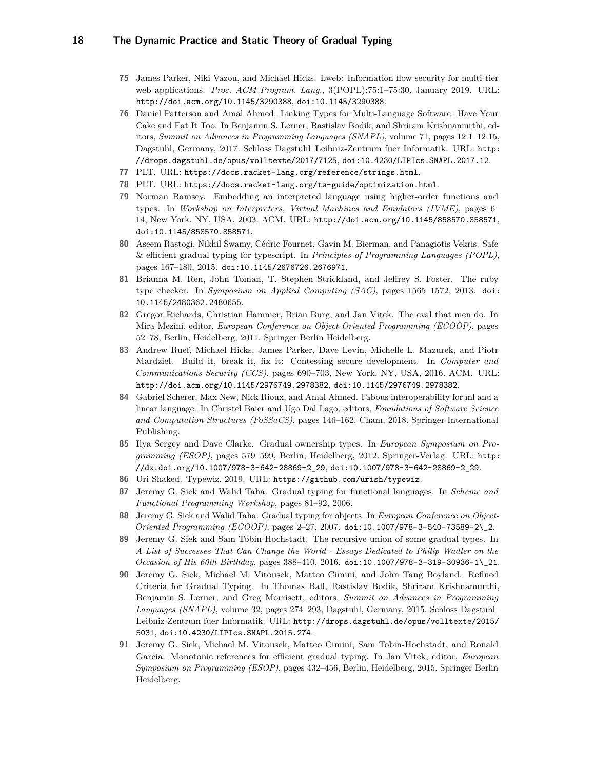**75** James Parker, Niki Vazou, and Michael Hicks. Lweb: Information flow security for multi-tier web applications. *Proc. ACM Program. Lang.*, 3(POPL):75:1–75:30, January 2019. URL: http://doi.acm.org/10.1145/3290388, doi:10.1145/3290388.

**76** Daniel Patterson and Amal Ahmed. Linking Types for Multi-Language Software: Have Your Cake and Eat It Too. In Benjamin S. Lerner, Rastislav Bodík, and Shriram Krishnamurthi, editors, *Summit on Advances in Programming Languages (SNAPL)*, volume 71, pages 12:1–12:15, Dagstuhl, Germany, 2017. Schloss Dagstuhl–Leibniz-Zentrum fuer Informatik. URL: http://drops.dagstuhl.de/opus/volltexte/2017/7125, doi:10.4230/LIPIcs.SNAPL.2017.12.

**77** PLT. URL: https://docs.racket-lang.org/reference/strings.html.

**78** PLT. URL: https://docs.racket-lang.org/ts-guide/optimization.html.

**79** Norman Ramsey. Embedding an interpreted language using higher-order functions and types. In *Workshop on Interpreters, Virtual Machines and Emulators (IVME)*, pages 6–14, New York, NY, USA, 2003. ACM. URL: http://doi.acm.org/10.1145/858570.858571, doi:10.1145/858570.858571.

**80** Aseem Rastogi, Nikhil Swamy, Cédric Fournet, Gavin M. Bierman, and Panagiotis Vekris. Safe & efficient gradual typing for typescript. In *Principles of Programming Languages (POPL)*, pages 167–180, 2015. doi:10.1145/2676726.2676971.

**81** Brianna M. Ren, John Toman, T. Stephen Strickland, and Jeffrey S. Foster. The ruby type checker. In *Symposium on Applied Computing (SAC)*, pages 1565–1572, 2013. doi:10.1145/2480362.2480655.

**82** Gregor Richards, Christian Hammer, Brian Burg, and Jan Vitek. The eval that men do. In Mira Mezini, editor, *European Conference on Object-Oriented Programming (ECOOP)*, pages 52–78, Berlin, Heidelberg, 2011. Springer Berlin Heidelberg.

**83** Andrew Ruef, Michael Hicks, James Parker, Dave Levin, Michelle L. Mazurek, and Piotr Mardziel. Build it, break it, fix it: Contesting secure development. In *Computer and Communications Security (CCS)*, pages 690–703, New York, NY, USA, 2016. ACM. URL: http://doi.acm.org/10.1145/2976749.2978382, doi:10.1145/2976749.2978382.

**84** Gabriel Scherer, Max New, Nick Rioux, and Amal Ahmed. Fabous interoperability for ml and a linear language. In Christel Baier and Ugo Dal Lago, editors, *Foundations of Software Science and Computation Structures (FoSSaCS)*, pages 146–162, Cham, 2018. Springer International Publishing.

**85** Ilya Sergey and Dave Clarke. Gradual ownership types. In *European Symposium on Programming (ESOP)*, pages 579–599, Berlin, Heidelberg, 2012. Springer-Verlag. URL: http://dx.doi.org/10.1007/978-3-642-28869-2_29, doi:10.1007/978-3-642-28869-2_29.

**86** Uri Shaked. Typewiz, 2019. URL: https://github.com/urish/typewiz.

**87** Jeremy G. Siek and Walid Taha. Gradual typing for functional languages. In *Scheme and Functional Programming Workshop*, pages 81–92, 2006.

**88** Jeremy G. Siek and Walid Taha. Gradual typing for objects. In *European Conference on Object-Oriented Programming (ECOOP)*, pages 2–27, 2007. doi:10.1007/978-3-540-73589-2\_2.

**89** Jeremy G. Siek and Sam Tobin-Hochstadt. The recursive union of some gradual types. In *A List of Successes That Can Change the World - Essays Dedicated to Philip Wadler on the Occasion of His 60th Birthday*, pages 388–410, 2016. doi:10.1007/978-3-319-30936-1\_21.

**90** Jeremy G. Siek, Michael M. Vitousek, Matteo Cimini, and John Tang Boyland. Refined Criteria for Gradual Typing. In Thomas Ball, Rastislav Bodik, Shriram Krishnamurthi, Benjamin S. Lerner, and Greg Morrisett, editors, *Summit on Advances in Programming Languages (SNAPL)*, volume 32, pages 274–293, Dagstuhl, Germany, 2015. Schloss Dagstuhl–Leibniz-Zentrum fuer Informatik. URL: http://drops.dagstuhl.de/opus/volltexte/2015/5031, doi:10.4230/LIPIcs.SNAPL.2015.274.

**91** Jeremy G. Siek, Michael M. Vitousek, Matteo Cimini, Sam Tobin-Hochstadt, and Ronald Garcia. Monotonic references for efficient gradual typing. In Jan Vitek, editor, *European Symposium on Programming (ESOP)*, pages 432–456, Berlin, Heidelberg, 2015. Springer Berlin Heidelberg.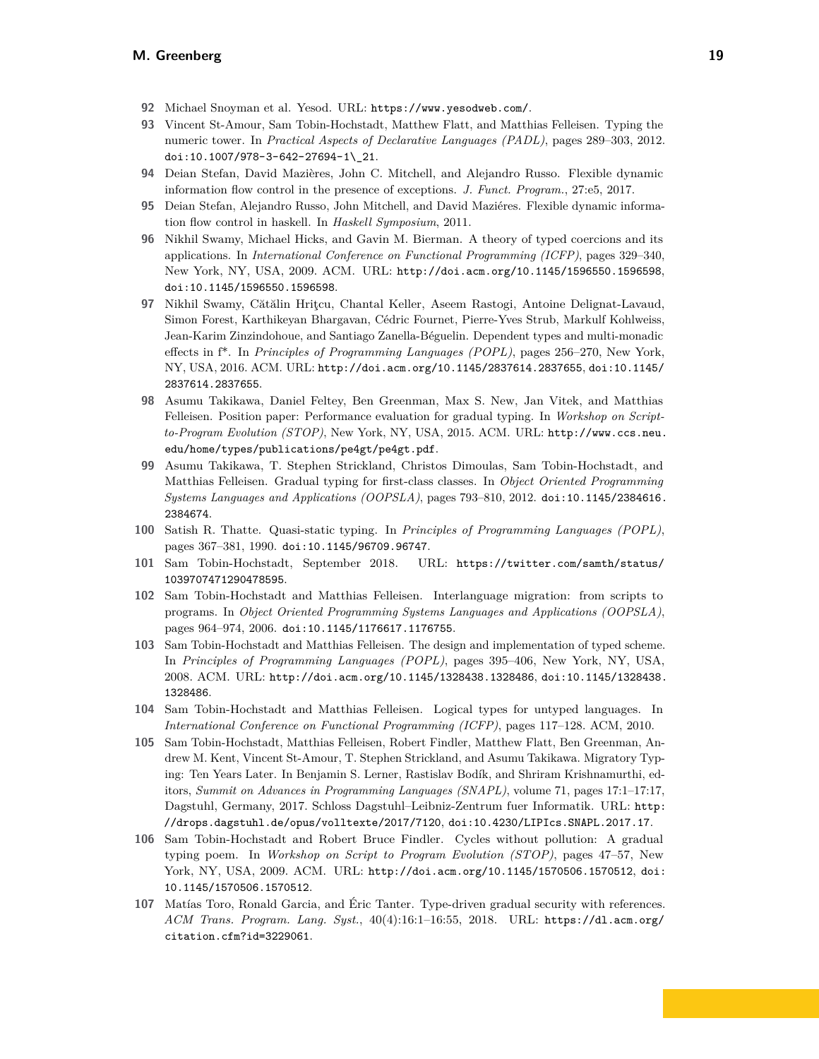92 Michael Snoyman et al. Yesod. URL: https://www.yesodweb.com/.

93 Vincent St-Amour, Sam Tobin-Hochstadt, Matthew Flatt, and Matthias Felleisen. Typing the numeric tower. In *Practical Aspects of Declarative Languages (PADL)*, pages 289–303, 2012. doi:10.1007/978-3-642-27694-1\_21.

94 Deian Stefan, David Mazières, John C. Mitchell, and Alejandro Russo. Flexible dynamic information flow control in the presence of exceptions. *J. Funct. Program.*, 27:e5, 2017.

95 Deian Stefan, Alejandro Russo, John Mitchell, and David Maziéres. Flexible dynamic information flow control in haskell. In *Haskell Symposium*, 2011.

96 Nikhil Swamy, Michael Hicks, and Gavin M. Bierman. A theory of typed coercions and its applications. In *International Conference on Functional Programming (ICFP)*, pages 329–340, New York, NY, USA, 2009. ACM. URL: http://doi.acm.org/10.1145/1596550.1596598, doi:10.1145/1596550.1596598.

97 Nikhil Swamy, Cătălin Hriţcu, Chantal Keller, Aseem Rastogi, Antoine Delignat-Lavaud, Simon Forest, Karthikeyan Bhargavan, Cédric Fournet, Pierre-Yves Strub, Markulf Kohlweiss, Jean-Karim Zinzindohoue, and Santiago Zanella-Béguelin. Dependent types and multi-monadic effects in f*. In *Principles of Programming Languages (POPL)*, pages 256–270, New York, NY, USA, 2016. ACM. URL: http://doi.acm.org/10.1145/2837614.2837655, doi:10.1145/2837614.2837655.

98 Asumu Takikawa, Daniel Feltey, Ben Greenman, Max S. New, Jan Vitek, and Matthias Felleisen. Position paper: Performance evaluation for gradual typing. In *Workshop on Script-to-Program Evolution (STOP)*, New York, NY, USA, 2015. ACM. URL: http://www.ccs.neu.edu/home/types/publications/pe4gt/pe4gt.pdf.

99 Asumu Takikawa, T. Stephen Strickland, Christos Dimoulas, Sam Tobin-Hochstadt, and Matthias Felleisen. Gradual typing for first-class classes. In *Object Oriented Programming Systems Languages and Applications (OOPSLA)*, pages 793–810, 2012. doi:10.1145/2384616.2384674.

100 Satish R. Thatte. Quasi-static typing. In *Principles of Programming Languages (POPL)*, pages 367–381, 1990. doi:10.1145/96709.96747.

101 Sam Tobin-Hochstadt, September 2018. URL: https://twitter.com/samth/status/1039707471290478595.

102 Sam Tobin-Hochstadt and Matthias Felleisen. Interlanguage migration: from scripts to programs. In *Object Oriented Programming Systems Languages and Applications (OOPSLA)*, pages 964–974, 2006. doi:10.1145/1176617.1176755.

103 Sam Tobin-Hochstadt and Matthias Felleisen. The design and implementation of typed scheme. In *Principles of Programming Languages (POPL)*, pages 395–406, New York, NY, USA, 2008. ACM. URL: http://doi.acm.org/10.1145/1328438.1328486, doi:10.1145/1328438.1328486.

104 Sam Tobin-Hochstadt and Matthias Felleisen. Logical types for untyped languages. In *International Conference on Functional Programming (ICFP)*, pages 117–128. ACM, 2010.

105 Sam Tobin-Hochstadt, Matthias Felleisen, Robert Findler, Matthew Flatt, Ben Greenman, Andrew M. Kent, Vincent St-Amour, T. Stephen Strickland, and Asumu Takikawa. Migratory Typing: Ten Years Later. In Benjamin S. Lerner, Rastislav Bodík, and Shriram Krishnamurthi, editors, *Summit on Advances in Programming Languages (SNAPL)*, volume 71, pages 17:1–17:17, Dagstuhl, Germany, 2017. Schloss Dagstuhl–Leibniz-Zentrum fuer Informatik. URL: http://drops.dagstuhl.de/opus/volltexte/2017/7120, doi:10.4230/LIPIcs.SNAPL.2017.17.

106 Sam Tobin-Hochstadt and Robert Bruce Findler. Cycles without pollution: A gradual typing poem. In *Workshop on Script to Program Evolution (STOP)*, pages 47–57, New York, NY, USA, 2009. ACM. URL: http://doi.acm.org/10.1145/1570506.1570512, doi:10.1145/1570506.1570512.

107 Matías Toro, Ronald Garcia, and Éric Tanter. Type-driven gradual security with references. *ACM Trans. Program. Lang. Syst.*, 40(4):16:1–16:55, 2018. URL: https://dl.acm.org/citation.cfm?id=3229061.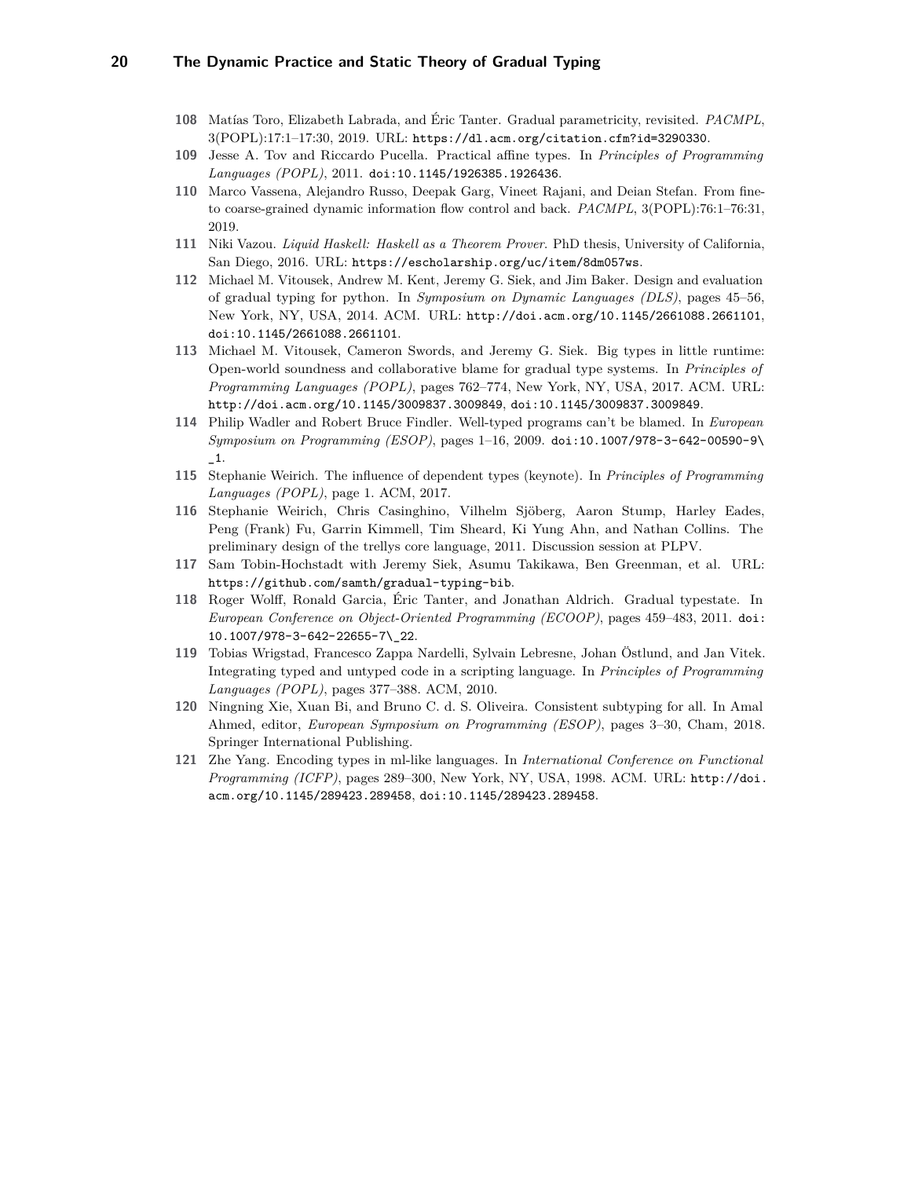**108** Matías Toro, Elizabeth Labrada, and Éric Tanter. Gradual parametricity, revisited. *PACMPL*, 3(POPL):17:1–17:30, 2019. URL: https://dl.acm.org/citation.cfm?id=3290330.

**109** Jesse A. Tov and Riccardo Pucella. Practical affine types. In *Principles of Programming Languages (POPL)*, 2011. doi:10.1145/1926385.1926436.

**110** Marco Vassena, Alejandro Russo, Deepak Garg, Vineet Rajani, and Deian Stefan. From fine- to coarse-grained dynamic information flow control and back. *PACMPL*, 3(POPL):76:1–76:31, 2019.

**111** Niki Vazou. *Liquid Haskell: Haskell as a Theorem Prover.* PhD thesis, University of California, San Diego, 2016. URL: https://escholarship.org/uc/item/8dm057ws.

**112** Michael M. Vitousek, Andrew M. Kent, Jeremy G. Siek, and Jim Baker. Design and evaluation of gradual typing for python. In *Symposium on Dynamic Languages (DLS)*, pages 45–56, New York, NY, USA, 2014. ACM. URL: http://doi.acm.org/10.1145/2661088.2661101, doi:10.1145/2661088.2661101.

**113** Michael M. Vitousek, Cameron Swords, and Jeremy G. Siek. Big types in little runtime: Open-world soundness and collaborative blame for gradual type systems. In *Principles of Programming Languages (POPL)*, pages 762–774, New York, NY, USA, 2017. ACM. URL: http://doi.acm.org/10.1145/3009837.3009849, doi:10.1145/3009837.3009849.

**114** Philip Wadler and Robert Bruce Findler. Well-typed programs can't be blamed. In *European Symposium on Programming (ESOP)*, pages 1–16, 2009. doi:10.1007/978-3-642-00590-9\_1.

**115** Stephanie Weirich. The influence of dependent types (keynote). In *Principles of Programming Languages (POPL)*, page 1. ACM, 2017.

**116** Stephanie Weirich, Chris Casinghino, Vilhelm Sjöberg, Aaron Stump, Harley Eades, Peng (Frank) Fu, Garrin Kimmell, Tim Sheard, Ki Yung Ahn, and Nathan Collins. The preliminary design of the trellys core language, 2011. Discussion session at PLPV.

**117** Sam Tobin-Hochstadt with Jeremy Siek, Asumu Takikawa, Ben Greenman, et al. URL: https://github.com/samth/gradual-typing-bib.

**118** Roger Wolff, Ronald Garcia, Éric Tanter, and Jonathan Aldrich. Gradual typestate. In *European Conference on Object-Oriented Programming (ECOOP)*, pages 459–483, 2011. doi:10.1007/978-3-642-22655-7\_22.

**119** Tobias Wrigstad, Francesco Zappa Nardelli, Sylvain Lebresne, Johan Östlund, and Jan Vitek. Integrating typed and untyped code in a scripting language. In *Principles of Programming Languages (POPL)*, pages 377–388. ACM, 2010.

**120** Ningning Xie, Xuan Bi, and Bruno C. d. S. Oliveira. Consistent subtyping for all. In Amal Ahmed, editor, *European Symposium on Programming (ESOP)*, pages 3–30, Cham, 2018. Springer International Publishing.

**121** Zhe Yang. Encoding types in ml-like languages. In *International Conference on Functional Programming (ICFP)*, pages 289–300, New York, NY, USA, 1998. ACM. URL: http://doi.acm.org/10.1145/289423.289458, doi:10.1145/289423.289458.